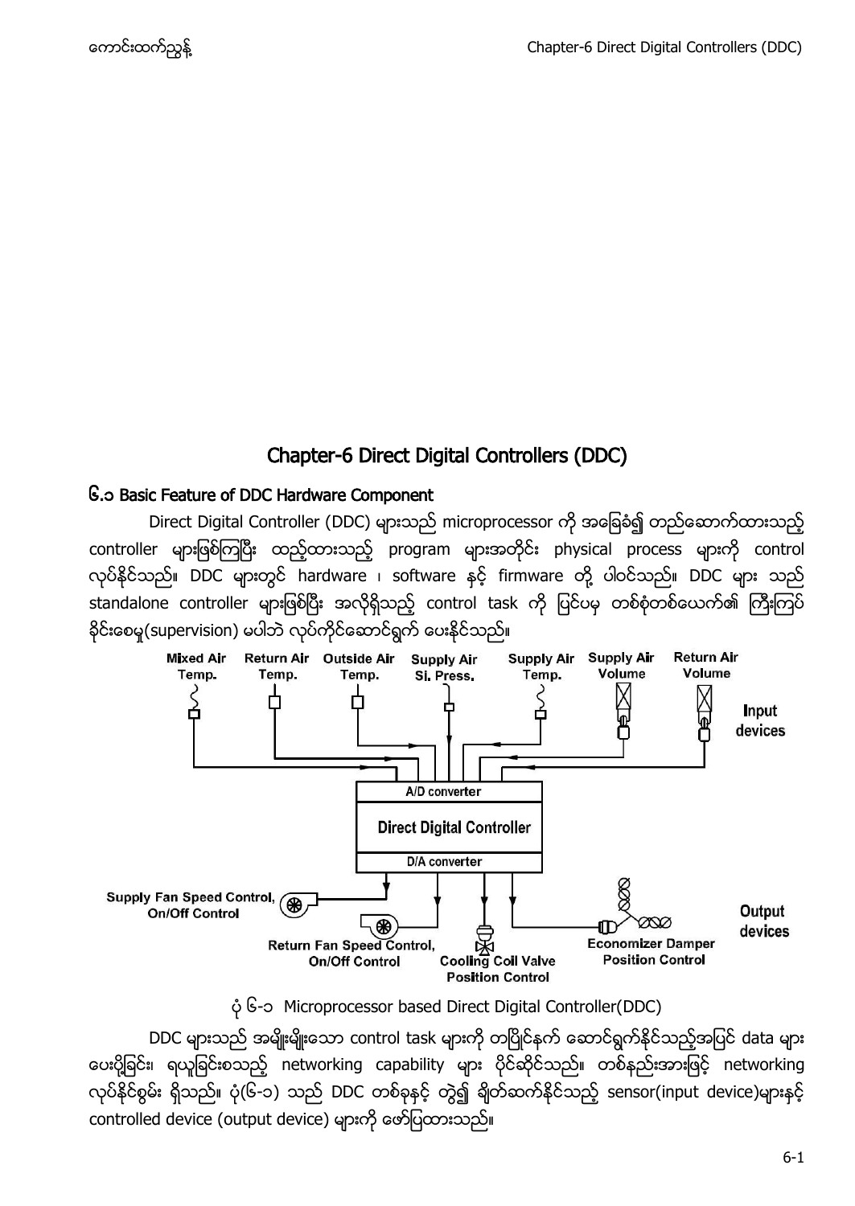# Chapter-6 Direct Digital Controllers (DDC)

## ၆.၁ Basic Feature of DDC Hardware Component

Direct Digital Controller (DDC) များသည် microprocessor ကို အခြေခံ၍ တည်ဆောက်ထားသည့် controller များဖြစ်ကြပြီး ထည့်ထားသည့် program များအတိုင်း physical process များကို control လုပ်နိုင်သည်။ DDC များတွင် hardware ၊ software နှင့် firmware တို့ ပါဝင်သည်။ DDC များ သည် standalone controller များဖြစ်ပြီး အလိုရှိသည့် control task ကို ပြင်ပမှ တစ်စုံတစ်ယောက်၏ ကြီးကြပ် ခိုင်းစေမှု(supervision) မပါဘဲ လုပ်ကိုင်ဆောင်ရွက် ပေးနိုင်သည်။

Mixed Air Temp. | Return Air Temp. | Outside Air Temp. | Supply Air St. Press. | Supply Air Temp. | Supply Air Volume | Return Air Volume | Input devices

A/D converter | Direct Digital Controller | D/A converter

Supply Fan Speed Control, On/Off Control | Return Fan Speed Control, On/Off Control | Cooling Coil Valve Position Control | Economizer Damper Position Control | Output devices

ပုံ ၆-၁ Microprocessor based Direct Digital Controller(DDC)

DDC များသည် အမျိုးမျိုးသော control task များကို တပြိုင်နက် ဆောင်ရွက်နိုင်သည့်အပြင် data များ ပေးပို့ခြင်း၊ ရယူခြင်းစသည့် networking capability များ ပိုင်ဆိုင်သည်။ တစ်နည်းအားဖြင့် networking လုပ်နိုင်စွမ်း ရှိသည်။ ပုံ(၆-၁) သည် DDC တစ်ခုနှင့် တွဲ၍ ချိတ်ဆက်နိုင်သည့် sensor(input device)များနှင့် controlled device (output device) များကို ဖော်ပြထားသည်။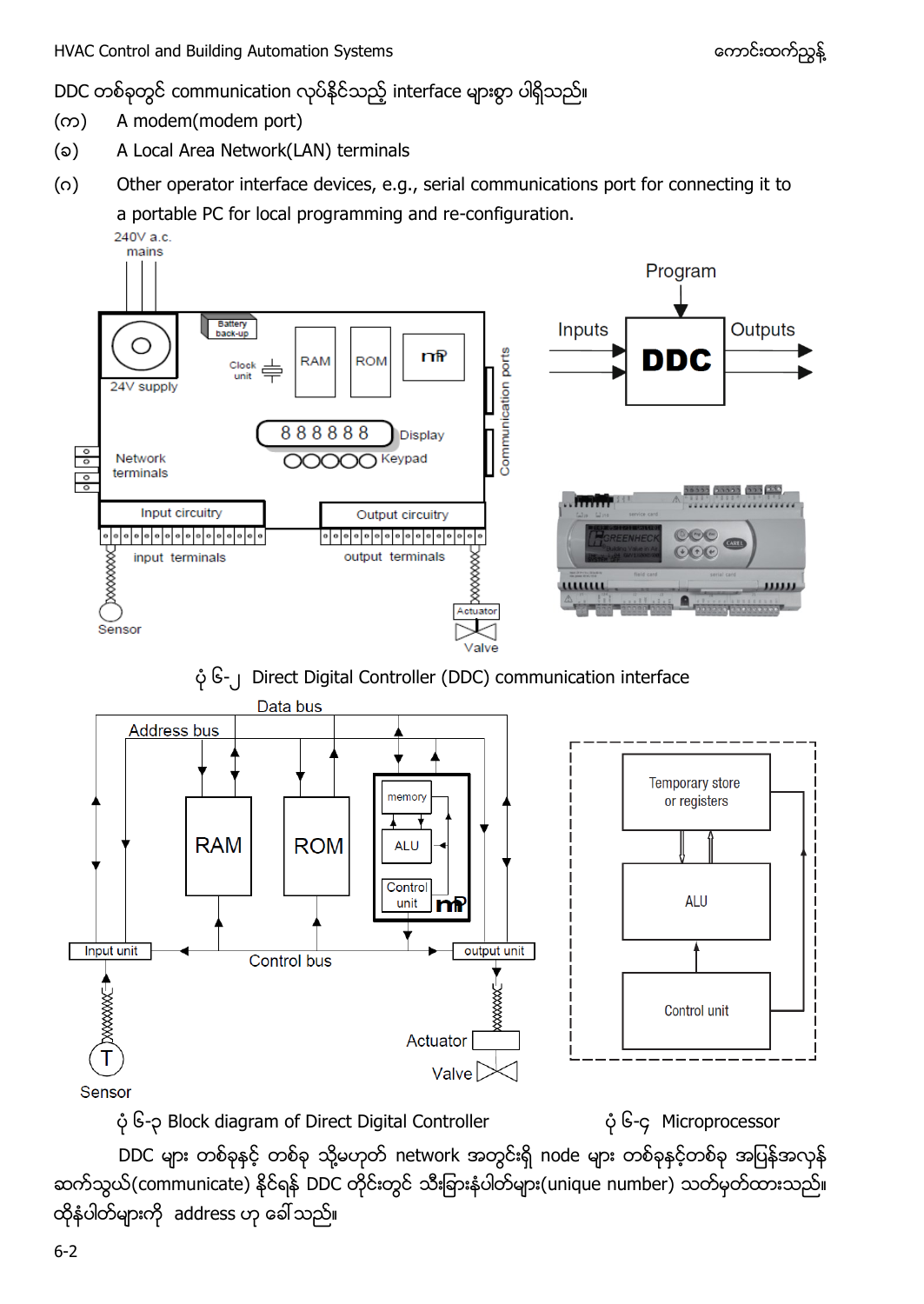DDC တစ်ခုတွင် communication လုပ်နိုင်သည့် interface များစွာ ပါရှိသည်။

(က) A modem(modem port)

(ခ) A Local Area Network(LAN) terminals

(ဂ) Other operator interface devices, e.g., serial communications port for connecting it to a portable PC for local programming and re-configuration.

ပုံ ၆-၂ Direct Digital Controller (DDC) communication interface

ပုံ ၆-၃ Block diagram of Direct Digital Controller

ပုံ ၆-၄ Microprocessor

DDC များ တစ်ခုနှင့် တစ်ခု သို့မဟုတ် network အတွင်းရှိ node များ တစ်ခုနှင့်တစ်ခု အပြန်အလှန် ဆက်သွယ်(communicate) နိုင်ရန် DDC တိုင်းတွင် သီးခြားနံပါတ်များ(unique number) သတ်မှတ်ထားသည်။ ထိုနံပါတ်များကို address ဟု ခေါ်သည်။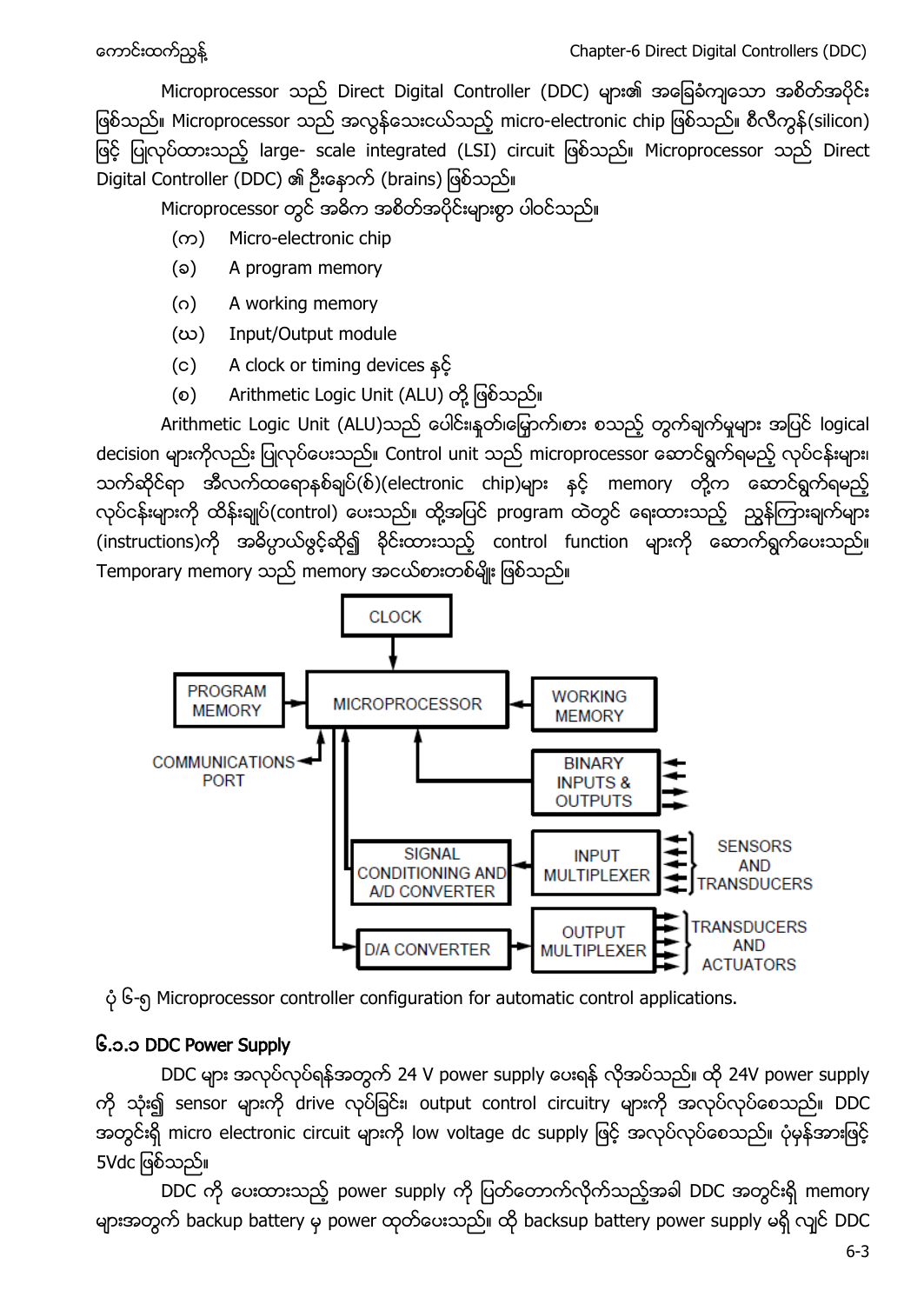Microprocessor သည် Direct Digital Controller (DDC) များ၏ အခြေခံကျသော အစိတ်အပိုင်း ဖြစ်သည်။ Microprocessor သည် အလွန်သေးငယ်သည့် micro-electronic chip ဖြစ်သည်။ စီလီကွန်(silicon) ဖြင့် ပြုလုပ်ထားသည့် large- scale integrated (LSI) circuit ဖြစ်သည်။ Microprocessor သည် Direct Digital Controller (DDC) ၏ ဦးနှောက် (brains) ဖြစ်သည်။

Microprocessor တွင် အဓိက အစိတ်အပိုင်းများစွာ ပါဝင်သည်။

(က) Micro-electronic chip
(ခ) A program memory
(ဂ) A working memory
(ဃ) Input/Output module
(င) A clock or timing devices နှင့်
(စ) Arithmetic Logic Unit (ALU) တို့ ဖြစ်သည်။

Arithmetic Logic Unit (ALU)သည် ပေါင်း၊နုတ်၊မြှောက်၊စား စသည့် တွက်ချက်မှုများ အပြင် logical decision များကိုလည်း ပြုလုပ်ပေးသည်။ Control unit သည် microprocessor ဆောင်ရွက်ရမည့် လုပ်ငန်းများ၊ သက်ဆိုင်ရာ အီလက်ထရောနစ်ချပ်(စ်)(electronic chip)များ နှင့် memory တို့က ဆောင်ရွက်ရမည့် လုပ်ငန်းများကို ထိန်းချုပ်(control) ပေးသည်။ ထို့အပြင် program ထဲတွင် ရေးထားသည့် ညွှန်ကြားချက်များ (instructions)ကို အဓိပ္ပာယ်ဖွင့်ဆို၍ ခိုင်းထားသည့် control function များကို ဆောက်ရွက်ပေးသည်။ Temporary memory သည် memory အငယ်စားတစ်မျိုး ဖြစ်သည်။

ပုံ ၆-၅ Microprocessor controller configuration for automatic control applications.

## ၆.၁.၁ DDC Power Supply

DDC များ အလုပ်လုပ်ရန်အတွက် 24 V power supply ပေးရန် လိုအပ်သည်။ ထို 24V power supply ကို သုံး၍ sensor များကို drive လုပ်ခြင်း၊ output control circuitry များကို အလုပ်လုပ်စေသည်။ DDC အတွင်းရှိ micro electronic circuit များကို low voltage dc supply ဖြင့် အလုပ်လုပ်စေသည်။ ပုံမှန်အားဖြင့် 5Vdc ဖြစ်သည်။

DDC ကို ပေးထားသည့် power supply ကို ပြတ်တောက်လိုက်သည့်အခါ DDC အတွင်းရှိ memory များအတွက် backup battery မှ power ထုတ်ပေးသည်။ ထို backsup battery power supply မရှိ လျှင် DDC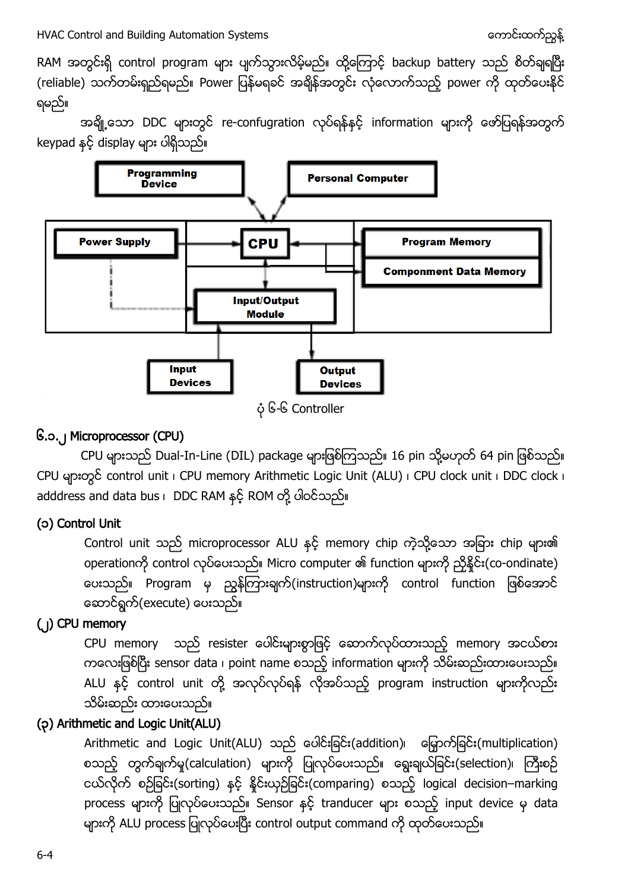RAM အတွင်းရှိ control program များ ပျက်သွားလိမ့်မည်။ ထို့ကြောင့် backup battery သည် စိတ်ချရပြီး (reliable) သက်တမ်းရှည်ရမည်။ Power ပြန်မရခင် အချိန်အတွင်း လုံလောက်သည့် power ကို ထုတ်ပေးနိုင်ရမည်။

အချို့သော DDC များတွင် re-confugration လုပ်ရန်နှင့် information များကို ဖော်ပြရန်အတွက် keypad နှင့် display များ ပါရှိသည်။

Programming Device

Personal Computer

Power Supply

CPU

Program Memory

Compponment Data Memory

Input/Output Module

Input Devices

Output Devices

ပုံ ၆-၆ Controller

### ၆.၁.၂ Microprocessor (CPU)

CPU များသည် Dual-In-Line (DIL) package များဖြစ်ကြသည်။ 16 pin သို့မဟုတ် 64 pin ဖြစ်သည်။ CPU များတွင် control unit ၊ CPU memory Arithmetic Logic Unit (ALU) ၊ CPU clock unit ၊ DDC clock ၊ adddress and data bus ၊ DDC RAM နှင့် ROM တို့ ပါဝင်သည်။

**(၁) Control Unit**

Control unit သည် microprocessor ALU နှင့် memory chip ကဲ့သို့သော အခြား chip များ၏ operationကို control လုပ်ပေးသည်။ Micro computer ၏ function များကို ညှိနှိုင်း(co-ondinate) ပေးသည်။ Program မှ ညွှန်ကြားချက်(instruction)များကို control function ဖြစ်အောင် ဆောင်ရွက်(execute) ပေးသည်။

**(၂) CPU memory**

CPU memory သည် resister ပေါင်းများစွာဖြင့် ဆောက်လုပ်ထားသည့် memory အငယ်စားကလေးဖြစ်ပြီး sensor data ၊ point name စသည့် information များကို သိမ်းဆည်းထားပေးသည်။ ALU နှင့် control unit တို့ အလုပ်လုပ်ရန် လိုအပ်သည့် program instruction များကိုလည်း သိမ်းဆည်း ထားပေးသည်။

**(၃) Arithmetic and Logic Unit(ALU)**

Arithmetic and Logic Unit(ALU) သည် ပေါင်းခြင်း(addition)၊ မြှောက်ခြင်း(multiplication) စသည့် တွက်ချက်မှု(calculation) များကို ပြုလုပ်ပေးသည်။ ရွေးချယ်ခြင်း(selection)၊ ကြီးစဉ်ငယ်လိုက် စဉ်ခြင်း(sorting) နှင့် နှိုင်းယှဉ်ခြင်း(comparing) စသည့် logical decision–marking process များကို ပြုလုပ်ပေးသည်။ Sensor နှင့် tranducer များ စသည့် input device မှ data များကို ALU process ပြုလုပ်ပေးပြီး control output command ကို ထုတ်ပေးသည်။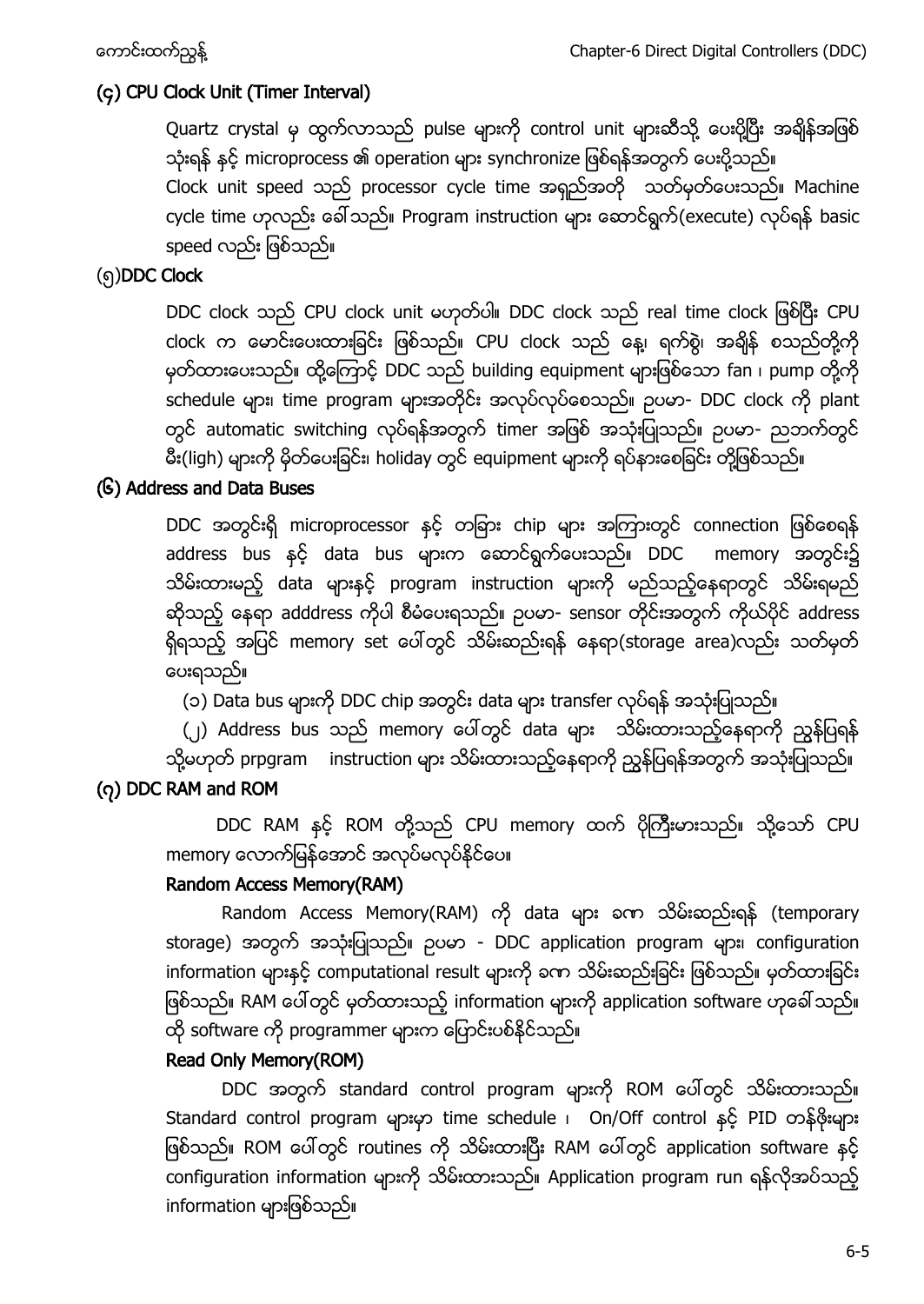### (၄) CPU Clock Unit (Timer Interval)

Quartz crystal မှ ထွက်လာသည် pulse များကို control unit များဆီသို့ ပေးပို့ပြီး အချိန်အဖြစ် သုံးရန် နှင့် microprocess ၏ operation များ synchronize ဖြစ်ရန်အတွက် ပေးပို့သည်။

Clock unit speed သည် processor cycle time အရှည်အတို သတ်မှတ်ပေးသည်။ Machine cycle time ဟုလည်း ခေါ်သည်။ Program instruction များ ဆောင်ရွက်(execute) လုပ်ရန် basic speed လည်း ဖြစ်သည်။

### (၅)DDC Clock

DDC clock သည် CPU clock unit မဟုတ်ပါ။ DDC clock သည် real time clock ဖြစ်ပြီး CPU clock က မောင်းပေးထားခြင်း ဖြစ်သည်။ CPU clock သည် နေ့၊ ရက်စွဲ၊ အချိန် စသည်တို့ကို မှတ်ထားပေးသည်။ ထို့ကြောင့် DDC သည် building equipment များဖြစ်သော fan ၊ pump တို့ကို schedule များ၊ time program များအတိုင်း အလုပ်လုပ်စေသည်။ ဥပမာ- DDC clock ကို plant တွင် automatic switching လုပ်ရန်အတွက် timer အဖြစ် အသုံးပြုသည်။ ဥပမာ- ညဘက်တွင် မီး(ligh) များကို မှိတ်ပေးခြင်း၊ holiday တွင် equipment များကို ရပ်နားစေခြင်း တို့ဖြစ်သည်။

### (၆) Address and Data Buses

DDC အတွင်းရှိ microprocessor နှင့် တခြား chip များ အကြားတွင် connection ဖြစ်စေရန် address bus နှင့် data bus များက ဆောင်ရွက်ပေးသည်။ DDC memory အတွင်း၌ သိမ်းထားမည့် data များနှင့် program instruction များကို မည်သည့်နေရာတွင် သိမ်းရမည် ဆိုသည့် နေရာ adddress ကိုပါ စီမံပေးရသည်။ ဥပမာ- sensor တိုင်းအတွက် ကိုယ်ပိုင် address ရှိရသည့် အပြင် memory set ပေါ်တွင် သိမ်းဆည်းရန် နေရာ(storage area)လည်း သတ်မှတ်ပေးရသည်။

(၁) Data bus များကို DDC chip အတွင်း data များ transfer လုပ်ရန် အသုံးပြုသည်။

(၂) Address bus သည် memory ပေါ်တွင် data များ သိမ်းထားသည့်နေရာကို ညွှန်ပြရန် သို့မဟုတ် prpgram instruction များ သိမ်းထားသည့်နေရာကို ညွှန်ပြရန်အတွက် အသုံးပြုသည်။

### (၇) DDC RAM and ROM

DDC RAM နှင့် ROM တို့သည် CPU memory ထက် ပိုကြီးမားသည်။ သို့သော် CPU memory လောက်မြန်အောင် အလုပ်မလုပ်နိုင်ပေ။

#### Random Access Memory(RAM)

Random Access Memory(RAM) ကို data များ ခဏ သိမ်းဆည်းရန် (temporary storage) အတွက် အသုံးပြုသည်။ ဥပမာ - DDC application program များ၊ configuration information များနှင့် computational result များကို ခဏ သိမ်းဆည်းခြင်း ဖြစ်သည်။ မှတ်ထားခြင်း ဖြစ်သည်။ RAM ပေါ်တွင် မှတ်ထားသည့် information များကို application software ဟုခေါ်သည်။ ထို software ကို programmer များက ပြောင်းပစ်နိုင်သည်။

#### Read Only Memory(ROM)

DDC အတွက် standard control program များကို ROM ပေါ်တွင် သိမ်းထားသည်။ Standard control program များမှာ time schedule ၊ On/Off control နှင့် PID တန်ဖိုးများ ဖြစ်သည်။ ROM ပေါ်တွင် routines ကို သိမ်းထားပြီး RAM ပေါ်တွင် application software နှင့် configuration information များကို သိမ်းထားသည်။ Application program run ရန်လိုအပ်သည့် information များဖြစ်သည်။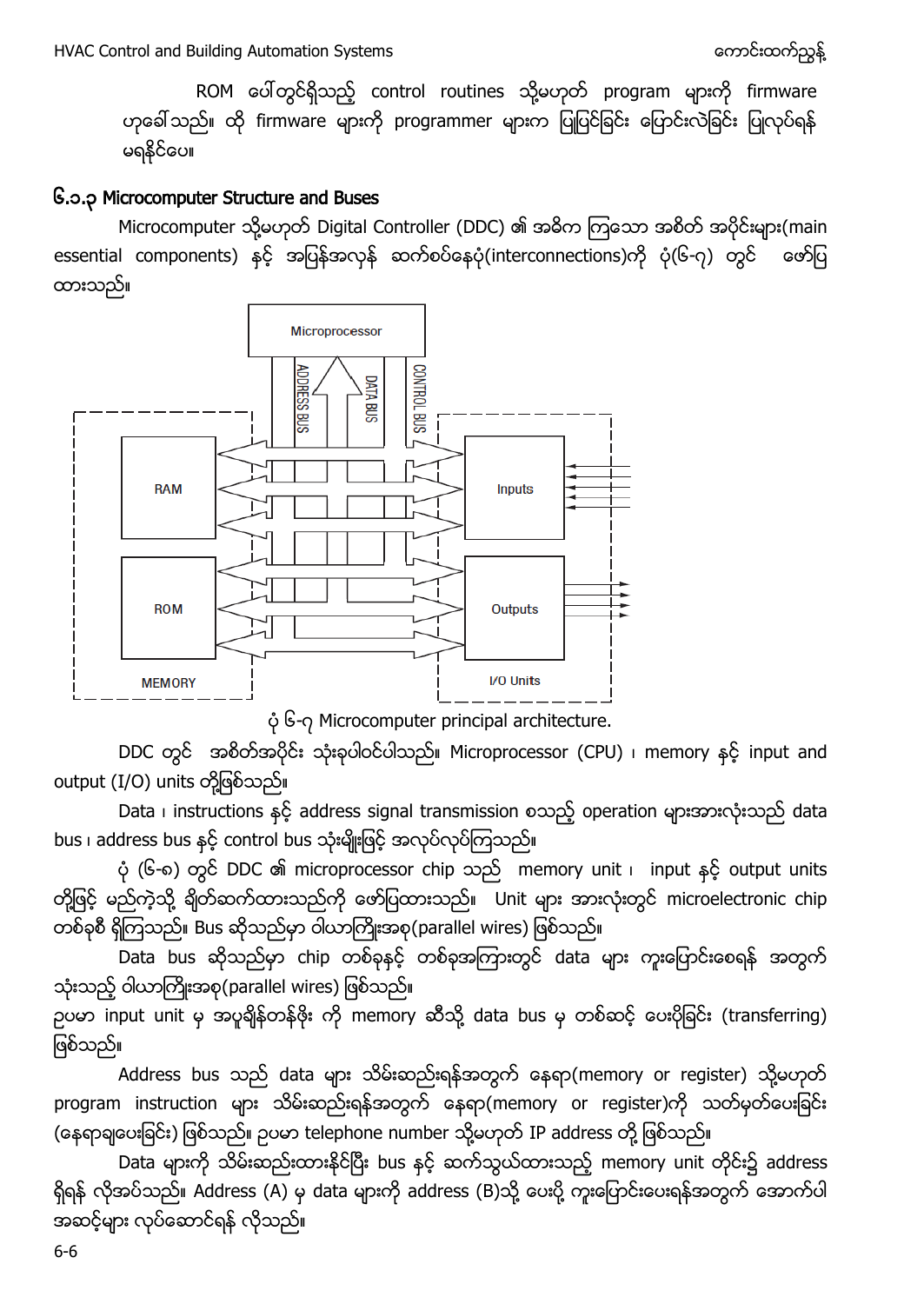ROM ပေါ်တွင်ရှိသည့် control routines သို့မဟုတ် program များကို firmware ဟုခေါ်သည်။ ထို firmware များကို programmer များက ပြုပြင်ခြင်း ပြောင်းလဲခြင်း ပြုလုပ်ရန် မရနိုင်ပေ။

## ၆.၁.၃ Microcomputer Structure and Buses

Microcomputer သို့မဟုတ် Digital Controller (DDC) ၏ အဓိက ကြသော အစိတ် အပိုင်းများ(main essential components) နှင့် အပြန်အလှန် ဆက်စပ်နေပုံ(interconnections)ကို ပုံ(၆-၇) တွင် ဖော်ပြထားသည်။

ပုံ ၆-၇ Microcomputer principal architecture.

DDC တွင် အစိတ်အပိုင်း သုံးခုပါဝင်ပါသည်။ Microprocessor (CPU) ၊ memory နှင့် input and output (I/O) units တို့ဖြစ်သည်။

Data ၊ instructions နှင့် address signal transmission စသည့် operation များအားလုံးသည် data bus ၊ address bus နှင့် control bus သုံးမျိုးဖြင့် အလုပ်လုပ်ကြသည်။

ပုံ (၆-၈) တွင် DDC ၏ microprocessor chip သည် memory unit ၊ input နှင့် output units တို့ဖြင့် မည်ကဲ့သို့ ချိတ်ဆက်ထားသည်ကို ဖော်ပြထားသည်။ Unit များ အားလုံးတွင် microelectronic chip တစ်ခုစီ ရှိကြသည်။ Bus ဆိုသည်မှာ ဝါယာကြိုးအစု(parallel wires) ဖြစ်သည်။

Data bus ဆိုသည်မှာ chip တစ်ခုနှင့် တစ်ခုအကြားတွင် data များ ကူးပြောင်းစေရန် အတွက် သုံးသည့် ဝါယာကြိုးအစု(parallel wires) ဖြစ်သည်။
ဥပမာ input unit မှ အပူချိန်တန်ဖိုး ကို memory ဆီသို့ data bus မှ တစ်ဆင့် ပေးပို့ခြင်း (transferring) ဖြစ်သည်။

Address bus သည် data များ သိမ်းဆည်းရန်အတွက် နေရာ(memory or register) သို့မဟုတ် program instruction များ သိမ်းဆည်းရန်အတွက် နေရာ(memory or register)ကို သတ်မှတ်ပေးခြင်း (နေရာချပေးခြင်း) ဖြစ်သည်။ ဥပမာ telephone number သို့မဟုတ် IP address တို့ ဖြစ်သည်။

Data များကို သိမ်းဆည်းထားနိုင်ပြီး bus နှင့် ဆက်သွယ်ထားသည့် memory unit တိုင်း၌ address ရှိရန် လိုအပ်သည်။ Address (A) မှ data များကို address (B)သို့ ပေးပို့ ကူးပြောင်းပေးရန်အတွက် အောက်ပါ အဆင့်များ လုပ်ဆောင်ရန် လိုသည်။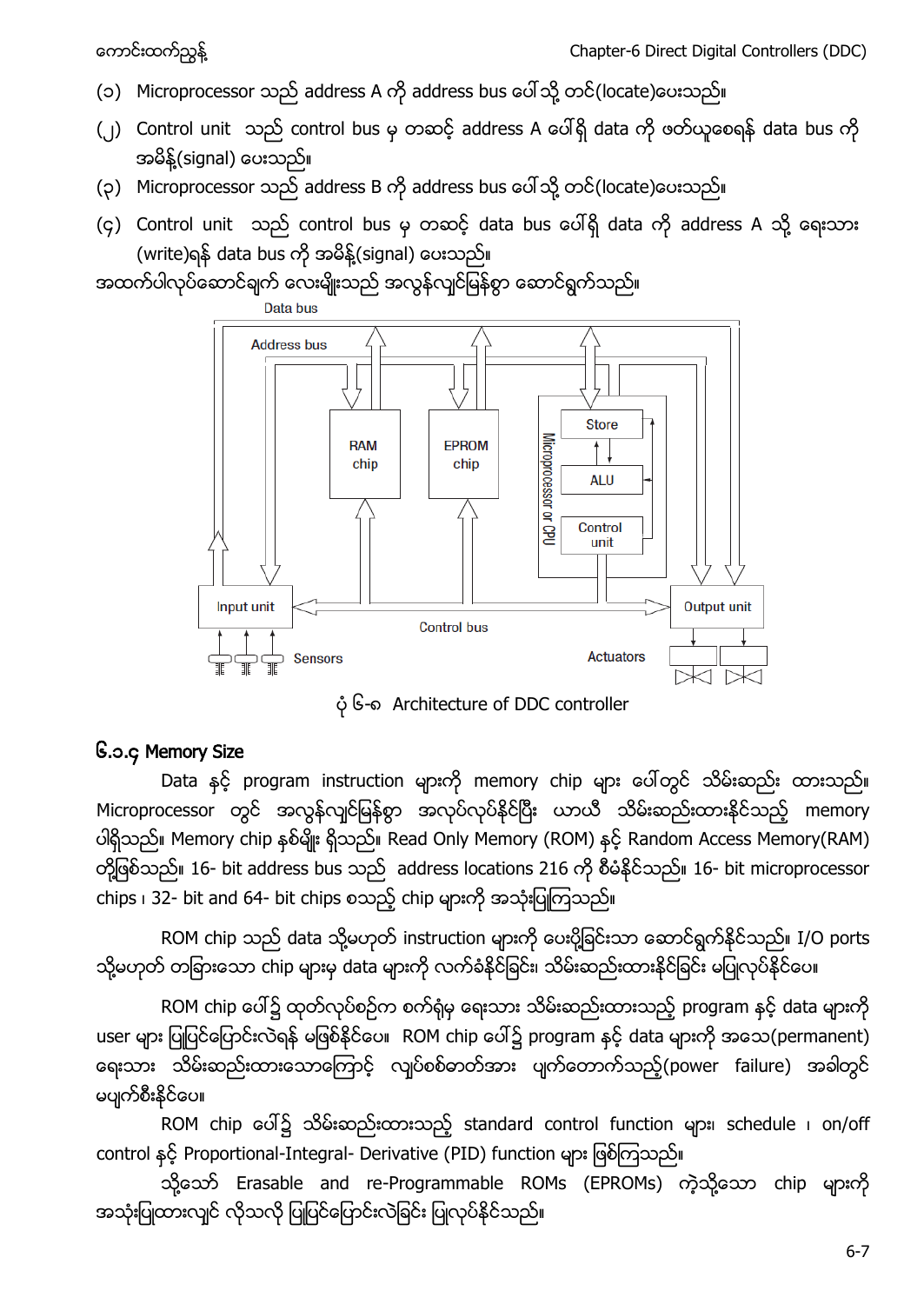(၁) Microprocessor သည် address A ကို address bus ပေါ်သို့ တင်(locate)ပေးသည်။

(၂) Control unit သည် control bus မှ တဆင့် address A ပေါ်ရှိ data ကို ဖတ်ယူစေရန် data bus ကို အမိန့်(signal) ပေးသည်။

(၃) Microprocessor သည် address B ကို address bus ပေါ်သို့ တင်(locate)ပေးသည်။

(၄) Control unit သည် control bus မှ တဆင့် data bus ပေါ်ရှိ data ကို address A သို့ ရေးသား (write)ရန် data bus ကို အမိန့်(signal) ပေးသည်။

အထက်ပါလုပ်ဆောင်ချက် လေးမျိုးသည် အလွန်လျင်မြန်စွာ ဆောင်ရွက်သည်။

Data bus

Address bus

RAM chip

EPROM chip

Microprocessor or CPU

Store

ALU

Control unit

Input unit

Control bus

Output unit

Sensors

Actuators

ပုံ ၆-၈ Architecture of DDC controller

### ၆.၁.၄ Memory Size

Data နှင့် program instruction များကို memory chip များ ပေါ်တွင် သိမ်းဆည်း ထားသည်။ Microprocessor တွင် အလွန်လျင်မြန်စွာ အလုပ်လုပ်နိုင်ပြီး ယာယီ သိမ်းဆည်းထားနိုင်သည့် memory ပါရှိသည်။ Memory chip နှစ်မျိုး ရှိသည်။ Read Only Memory (ROM) နှင့် Random Access Memory(RAM) တို့ဖြစ်သည်။ 16- bit address bus သည် address locations 216 ကို စီမံနိုင်သည်။ 16- bit microprocessor chips ၊ 32- bit and 64- bit chips စသည့် chip များကို အသုံးပြုကြသည်။

ROM chip သည် data သို့မဟုတ် instruction များကို ပေးပို့ခြင်းသာ ဆောင်ရွက်နိုင်သည်။ I/O ports သို့မဟုတ် တခြားသော chip များမှ data များကို လက်ခံနိုင်ခြင်း၊ သိမ်းဆည်းထားနိုင်ခြင်း မပြုလုပ်နိုင်ပေ။

ROM chip ပေါ်၌ ထုတ်လုပ်စဉ်က စက်ရုံမှ ရေးသား သိမ်းဆည်းထားသည့် program နှင့် data များကို user များ ပြုပြင်ပြောင်းလဲရန် မဖြစ်နိုင်ပေ။ ROM chip ပေါ်၌ program နှင့် data များကို အသေ(permanent) ရေးသား သိမ်းဆည်းထားသောကြောင့် လျှပ်စစ်ဓာတ်အား ပျက်တောက်သည့်(power failure) အခါတွင် မပျက်စီးနိုင်ပေ။

ROM chip ပေါ်၌ သိမ်းဆည်းထားသည့် standard control function များ၊ schedule ၊ on/off control နှင့် Proportional-Integral- Derivative (PID) function များ ဖြစ်ကြသည်။

သို့သော် Erasable and re-Programmable ROMs (EPROMs) ကဲ့သို့သော chip များကို အသုံးပြုထားလျှင် လိုသလို ပြုပြင်ပြောင်းလဲခြင်း ပြုလုပ်နိုင်သည်။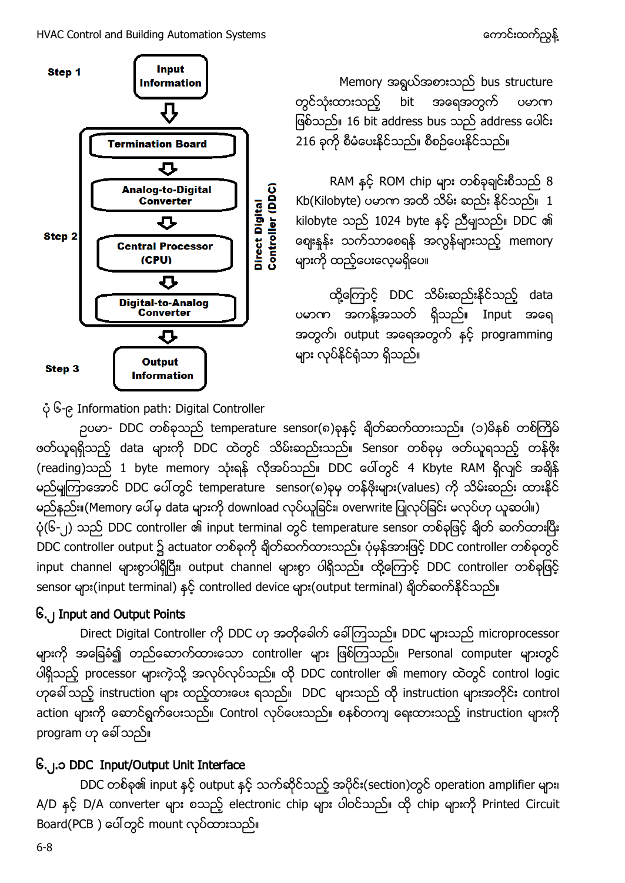Step 1

**Input Information**

Step 2

**Termination Board**

**Analog-to-Digital Converter**

**Central Processor (CPU)**

**Digital-to-Analog Converter**

**Direct Digital Controller (DDC)**

Step 3

**Output Information**

Memory အရွယ်အစားသည် bus structure တွင်သုံးထားသည့် bit အရေအတွက် ပမာဏ ဖြစ်သည်။ 16 bit address bus သည် address ပေါင်း 216 ခုကို စီမံပေးနိုင်သည်။ စီစဉ်ပေးနိုင်သည်။

RAM နှင့် ROM chip များ တစ်ခုချင်းစီသည် 8 Kb(Kilobyte) ပမာဏ အထိ သိမ်း ဆည်း နိုင်သည်။ 1 kilobyte သည် 1024 byte နှင့် ညီမျှသည်။ DDC ၏ ဈေးနှုန်း သက်သာစေရန် အလွန်များသည့် memory များကို ထည့်ပေးလေ့မရှိပေ။

ထို့ကြောင့် DDC သိမ်းဆည်းနိုင်သည့် data ပမာဏ အကန့်အသတ် ရှိသည်။ Input အရေအတွက်၊ output အရေအတွက် နှင့် programming များ လုပ်နိုင်ရုံသာ ရှိသည်။

ပုံ ၆-၉ Information path: Digital Controller

ဉပမာ- DDC တစ်ခုသည် temperature sensor(၈)ခုနှင့် ချိတ်ဆက်ထားသည်။ (၁)မိနစ် တစ်ကြိမ် ဖတ်ယူရရှိသည့် data များကို DDC ထဲတွင် သိမ်းဆည်းသည်။ Sensor တစ်ခုမှ ဖတ်ယူရသည့် တန်ဖိုး (reading)သည် 1 byte memory သုံးရန် လိုအပ်သည်။ DDC ပေါ်တွင် 4 Kbyte RAM ရှိလျှင် အချိန် မည်မျှကြာအောင် DDC ပေါ်တွင် temperature sensor(၈)ခုမှ တန်ဖိုးများ(values) ကို သိမ်းဆည်း ထားနိုင် မည်နည်း။(Memory ပေါ်မှ data များကို download လုပ်ယူခြင်း overwrite ပြုလုပ်ခြင်း မလုပ်ဟု ယူဆပါ။) ပုံ(၆-၂) သည် DDC controller ၏ input terminal တွင် temperature sensor တစ်ခုဖြင့် ချိတ် ဆက်ထားပြီး DDC controller output ၌ actuator တစ်ခုကို ချိတ်ဆက်ထားသည်။ ပုံမှန်အားဖြင့် DDC controller တစ်ခုတွင် input channel များစွာပါရှိပြီး၊ output channel များစွာ ပါရှိသည်။ ထို့ကြောင့် DDC controller တစ်ခုဖြင့် sensor များ(input terminal) နှင့် controlled device များ(output terminal) ချိတ်ဆက်နိုင်သည်။

## ၆.၂ Input and Output Points

Direct Digital Controller ကို DDC ဟု အတိုခေါ်က ခေါ်ကြသည်။ DDC များသည် microprocessor များကို အခြေခံ၍ တည်ဆောက်ထားသော controller များ ဖြစ်ကြသည်။ Personal computer များတွင် ပါရှိသည့် processor များကဲ့သို့ အလုပ်လုပ်သည်။ ထို DDC controller ၏ memory ထဲတွင် control logic ဟုခေါ်သည့် instruction များ ထည့်ထားပေး ရသည်။ DDC များသည် ထို instruction များအတိုင်း control action များကို ဆောင်ရွက်ပေးသည်။ Control လုပ်ပေးသည်။ စနစ်တကျ ရေးထားသည့် instruction များကို program ဟု ခေါ်သည်။

### ၆.၂.၁ DDC Input/Output Unit Interface

DDC တစ်ခု၏ input နှင့် output နှင့် သက်ဆိုင်သည့် အပိုင်း(section)တွင် operation amplifier များ၊ A/D နှင့် D/A converter များ စသည့် electronic chip များ ပါဝင်သည်။ ထို chip များကို Printed Circuit Board(PCB ) ပေါ်တွင် mount လုပ်ထားသည်။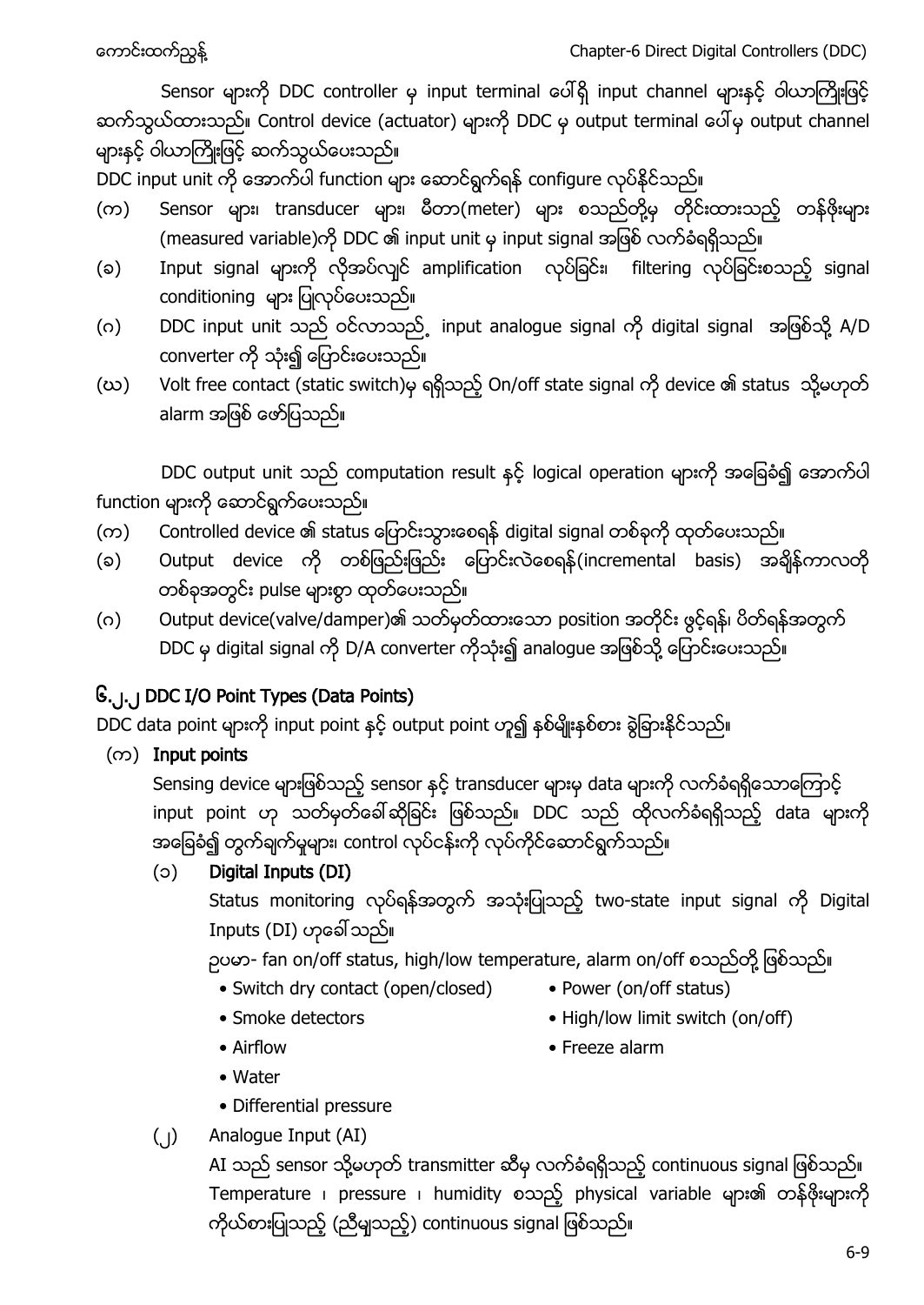Sensor များကို DDC controller မှ input terminal ပေါ်ရှိ input channel များနှင့် ဝါယာကြိုးဖြင့် ဆက်သွယ်ထားသည်။ Control device (actuator) များကို DDC မှ output terminal ပေါ်မှ output channel များနှင့် ဝါယာကြိုးဖြင့် ဆက်သွယ်ပေးသည်။

DDC input unit ကို အောက်ပါ function များ ဆောင်ရွက်ရန် configure လုပ်နိုင်သည်။

(က) Sensor များ၊ transducer များ၊ မီတာ(meter) များ စသည်တို့မှ တိုင်းထားသည့် တန်ဖိုးများ (measured variable)ကို DDC ၏ input unit မှ input signal အဖြစ် လက်ခံရရှိသည်။

(ခ) Input signal များကို လိုအပ်လျှင် amplification လုပ်ခြင်း၊ filtering လုပ်ခြင်းစသည့် signal conditioning များ ပြုလုပ်ပေးသည်။

(ဂ) DDC input unit သည် ဝင်လာသည့် input analogue signal ကို digital signal အဖြစ်သို့ A/D converter ကို သုံး၍ ပြောင်းပေးသည်။

(ဃ) Volt free contact (static switch)မှ ရရှိသည့် On/off state signal ကို device ၏ status သို့မဟုတ် alarm အဖြစ် ဖော်ပြသည်။

DDC output unit သည် computation result နှင့် logical operation များကို အခြေခံ၍ အောက်ပါ function များကို ဆောင်ရွက်ပေးသည်။

(က) Controlled device ၏ status ပြောင်းသွားစေရန် digital signal တစ်ခုကို ထုတ်ပေးသည်။

(ခ) Output device ကို တစ်ဖြည်းဖြည်း ပြောင်းလဲစေရန်(incremental basis) အချိန်ကာလတို တစ်ခုအတွင်း pulse များစွာ ထုတ်ပေးသည်။

(ဂ) Output device(valve/damper)၏ သတ်မှတ်ထားသော position အတိုင်း ဖွင့်ရန်၊ ပိတ်ရန်အတွက် DDC မှ digital signal ကို D/A converter ကိုသုံး၍ analogue အဖြစ်သို့ ပြောင်းပေးသည်။

## ၆.၂.၂ DDC I/O Point Types (Data Points)

DDC data point များကို input point နှင့် output point ဟူ၍ နှစ်မျိုးနှစ်စား ခွဲခြားနိုင်သည်။

**(က) Input points**

Sensing device များဖြစ်သည့် sensor နှင့် transducer များမှ data များကို လက်ခံရရှိသောကြောင့် input point ဟု သတ်မှတ်ခေါ်ဆိုခြင်း ဖြစ်သည်။ DDC သည် ထိုလက်ခံရရှိသည့် data များကို အခြေခံ၍ တွက်ချက်မှုများ၊ control လုပ်ငန်းကို လုပ်ကိုင်ဆောင်ရွက်သည်။

**(၁) Digital Inputs (DI)**

Status monitoring လုပ်ရန်အတွက် အသုံးပြုသည့် two-state input signal ကို Digital Inputs (DI) ဟုခေါ်သည်။

ဥပမာ- fan on/off status, high/low temperature, alarm on/off စသည်တို့ ဖြစ်သည်။

- Switch dry contact (open/closed)
- Power (on/off status)
- Smoke detectors
- High/low limit switch (on/off)
- Airflow
- Freeze alarm
- Water
- Differential pressure

(၂) Analogue Input (AI)

AI သည် sensor သို့မဟုတ် transmitter ဆီမှ လက်ခံရရှိသည့် continuous signal ဖြစ်သည်။ Temperature ၊ pressure ၊ humidity စသည့် physical variable များ၏ တန်ဖိုးများကို ကိုယ်စားပြုသည့် (ညီမျှသည့်) continuous signal ဖြစ်သည်။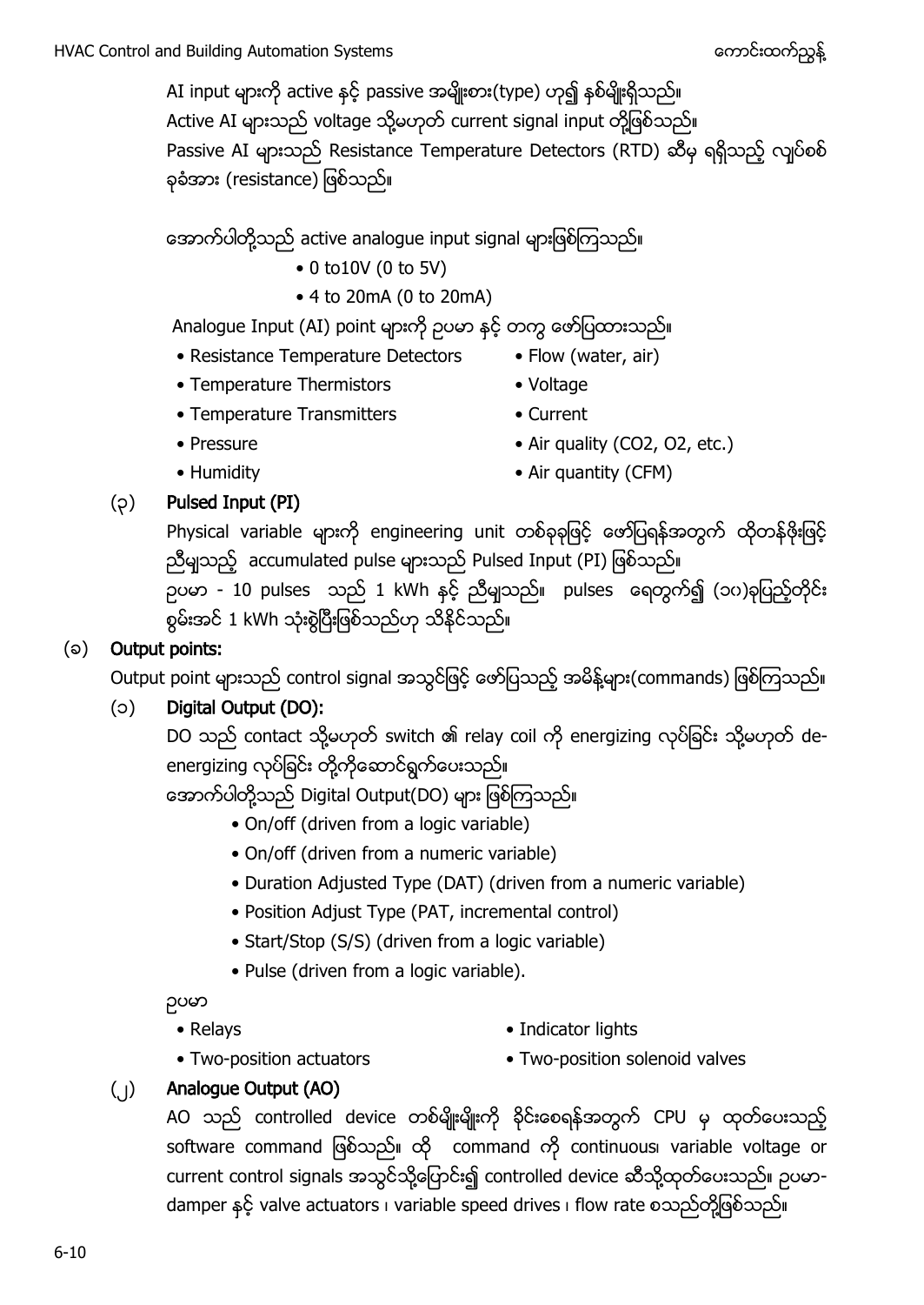AI input များကို active နှင့် passive အမျိုးစား(type) ဟူ၍ နှစ်မျိုးရှိသည်။
Active AI များသည် voltage သို့မဟုတ် current signal input တို့ဖြစ်သည်။
Passive AI များသည် Resistance Temperature Detectors (RTD) ဆီမှ ရရှိသည့် လျှပ်စစ်ခုခံအား (resistance) ဖြစ်သည်။

အောက်ပါတို့သည် active analogue input signal များဖြစ်ကြသည်။

- 0 to10V (0 to 5V)
- 4 to 20mA (0 to 20mA)

Analogue Input (AI) point များကို ဥပမာ နှင့် တကွ ဖော်ပြထားသည်။

- Resistance Temperature Detectors
- Temperature Thermistors
- Temperature Transmitters
- Pressure
- Humidity
- Flow (water, air)
- Voltage
- Current
- Air quality ($CO_2$, $O_2$, etc.)
- Air quantity (CFM)

(၃) **Pulsed Input (PI)**

Physical variable များကို engineering unit တစ်ခုခုဖြင့် ဖော်ပြရန်အတွက် ထိုတန်ဖိုးဖြင့် ညီမျှသည့် accumulated pulse များသည် Pulsed Input (PI) ဖြစ်သည်။
ဥပမာ - 10 pulses သည် 1 kWh နှင့် ညီမျှသည်။ pulses ရေတွက်၍ (၁၀)ခုပြည့်တိုင်း စွမ်းအင် 1 kWh သုံးစွဲပြီးဖြစ်သည်ဟု သိနိုင်သည်။

(ခ) **Output points:**

Output point များသည် control signal အသွင်ဖြင့် ဖော်ပြသည့် အမိန့်များ(commands) ဖြစ်ကြသည်။

(၁) **Digital Output (DO):**

DO သည် contact သို့မဟုတ် switch ၏ relay coil ကို energizing လုပ်ခြင်း သို့မဟုတ် de-energizing လုပ်ခြင်း တို့ကိုဆောင်ရွက်ပေးသည်။
အောက်ပါတို့သည် Digital Output(DO) များ ဖြစ်ကြသည်။

- On/off (driven from a logic variable)
- On/off (driven from a numeric variable)
- Duration Adjusted Type (DAT) (driven from a numeric variable)
- Position Adjust Type (PAT, incremental control)
- Start/Stop (S/S) (driven from a logic variable)
- Pulse (driven from a logic variable).

ဥပမာ

- Relays
- Two-position actuators
- Indicator lights
- Two-position solenoid valves

(၂) **Analogue Output (AO)**

AO သည် controlled device တစ်မျိုးမျိုးကို ခိုင်းစေရန်အတွက် CPU မှ ထုတ်ပေးသည့် software command ဖြစ်သည်။ ထို command ကို continuous၊ variable voltage or current control signals အသွင်သို့ပြောင်း၍ controlled device ဆီသို့ထုတ်ပေးသည်။ ဥပမာ- damper နှင့် valve actuators ၊ variable speed drives ၊ flow rate စသည်တို့ဖြစ်သည်။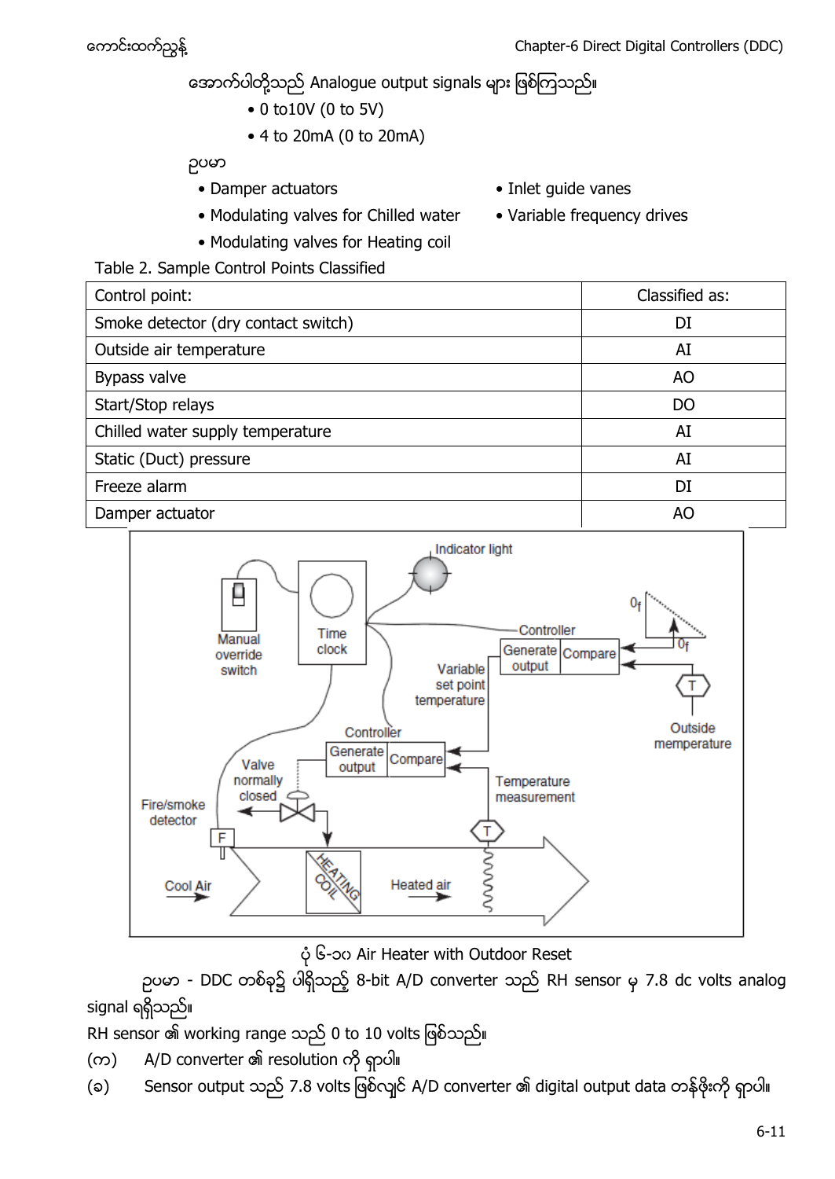အောက်ပါတို့သည် Analogue output signals များ ဖြစ်ကြသည်။

- 0 to10V (0 to 5V)
- 4 to 20mA (0 to 20mA)

ဥပမာ

- Damper actuators
- Modulating valves for Chilled water
- Modulating valves for Heating coil
- Inlet guide vanes
- Variable frequency drives

Table 2. Sample Control Points Classified

| Control point: | Classified as: |
|---|---|
| Smoke detector (dry contact switch) | DI |
| Outside air temperature | AI |
| Bypass valve | AO |
| Start/Stop relays | DO |
| Chilled water supply temperature | AI |
| Static (Duct) pressure | AI |
| Freeze alarm | DI |
| Damper actuator | AO |

ပုံ ၆-၁၀ Air Heater with Outdoor Reset

ဥပမာ - DDC တစ်ခု၌ ပါရှိသည့် 8-bit A/D converter သည် RH sensor မှ 7.8 dc volts analog signal ရရှိသည်။

RH sensor ၏ working range သည် 0 to 10 volts ဖြစ်သည်။

(က) A/D converter ၏ resolution ကို ရှာပါ။

(ခ) Sensor output သည် 7.8 volts ဖြစ်လျှင် A/D converter ၏ digital output data တန်ဖိုးကို ရှာပါ။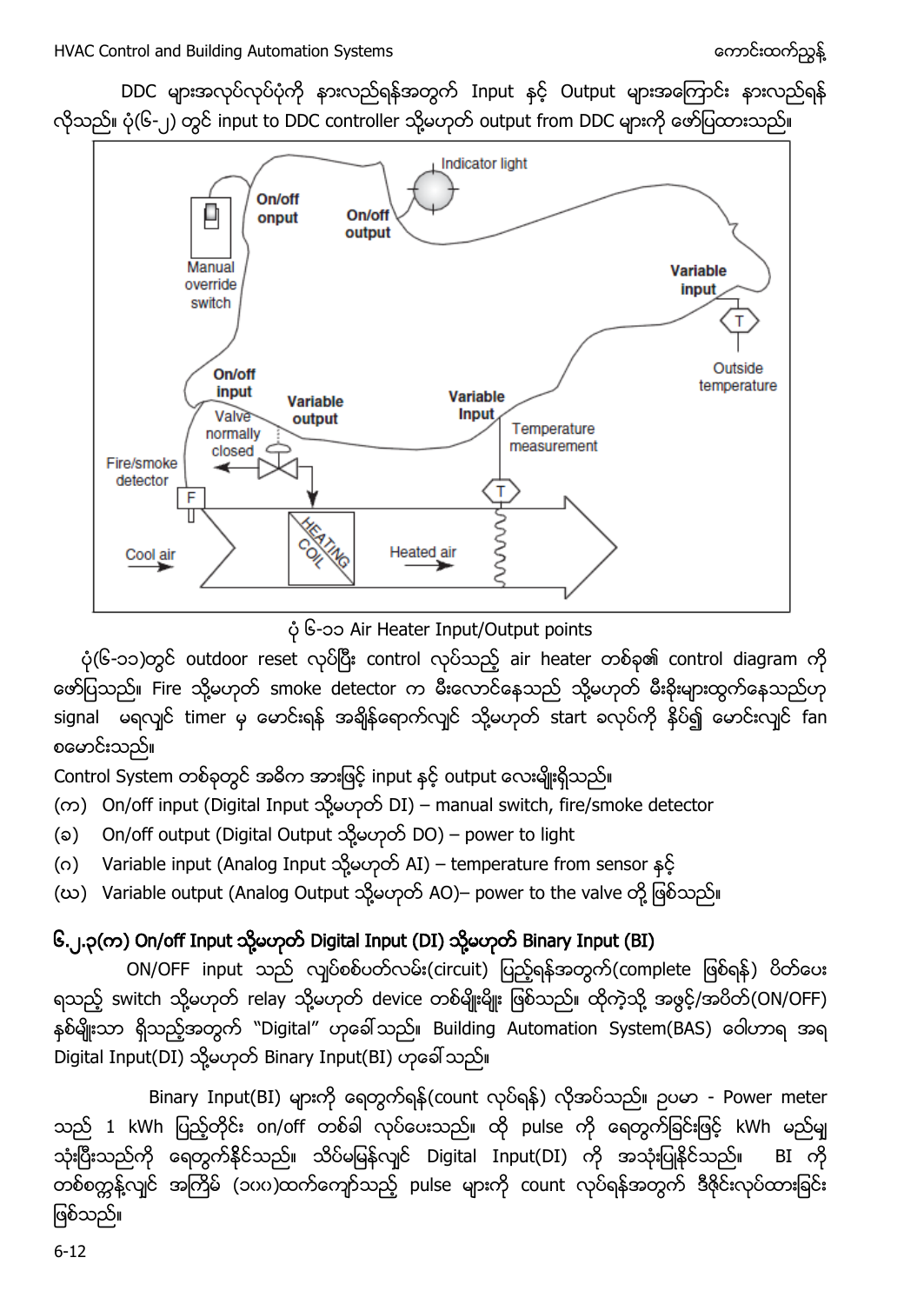DDC များအလုပ်လုပ်ပုံကို နားလည်ရန်အတွက် Input နှင့် Output များအကြောင်း နားလည်ရန် လိုသည်။ ပုံ(၆-၂) တွင် input to DDC controller သို့မဟုတ် output from DDC များကို ဖော်ပြထားသည်။

ပုံ ၆-၁၁ Air Heater Input/Output points

ပုံ(၆-၁၁)တွင် outdoor reset လုပ်ပြီး control လုပ်သည့် air heater တစ်ခု၏ control diagram ကို ဖော်ပြသည်။ Fire သို့မဟုတ် smoke detector က မီးလောင်နေသည် သို့မဟုတ် မီးခိုးများထွက်နေသည်ဟု signal မရလျှင် timer မှ မောင်းရန် အချိန်ရောက်လျှင် သို့မဟုတ် start ခလုပ်ကို နှိပ်၍ မောင်းလျှင် fan စမောင်းသည်။

Control System တစ်ခုတွင် အဓိက အားဖြင့် input နှင့် output လေးမျိုးရှိသည်။

(က) On/off input (Digital Input သို့မဟုတ် DI) – manual switch, fire/smoke detector

(ခ) On/off output (Digital Output သို့မဟုတ် DO) – power to light

(ဂ) Variable input (Analog Input သို့မဟုတ် AI) – temperature from sensor နှင့်

(ဃ) Variable output (Analog Output သို့မဟုတ် AO)– power to the valve တို့ ဖြစ်သည်။

### ၆.၂.၃(က) On/off Input သို့မဟုတ် Digital Input (DI) သို့မဟုတ် Binary Input (BI)

ON/OFF input သည် လျှပ်စစ်ပတ်လမ်း(circuit) ပြည့်ရန်အတွက်(complete ဖြစ်ရန်) ပိတ်ပေးရသည့် switch သို့မဟုတ် relay သို့မဟုတ် device တစ်မျိုးမျိုး ဖြစ်သည်။ ထိုကဲ့သို့ အဖွင့်/အပိတ်(ON/OFF) နှစ်မျိုးသာ ရှိသည့်အတွက် "Digital" ဟုခေါ်သည်။ Building Automation System(BAS) ဝေါဟာရ အရ Digital Input(DI) သို့မဟုတ် Binary Input(BI) ဟုခေါ်သည်။

Binary Input(BI) များကို ရေတွက်ရန်(count လုပ်ရန်) လိုအပ်သည်။ ဥပမာ - Power meter သည် 1 kWh ပြည့်တိုင်း on/off တစ်ခါ လုပ်ပေးသည်။ ထို pulse ကို ရေတွက်ခြင်းဖြင့် kWh မည်မျှ သုံးပြီးသည်ကို ရေတွက်နိုင်သည်။ သိပ်မမြန်လျှင် Digital Input(DI) ကို အသုံးပြုနိုင်သည်။ BI ကို တစ်စက္ကန့်လျှင် အကြိမ် (၁၀၀)ထက်ကျော်သည့် pulse များကို count လုပ်ရန်အတွက် ဒီဇိုင်းလုပ်ထားခြင်း ဖြစ်သည်။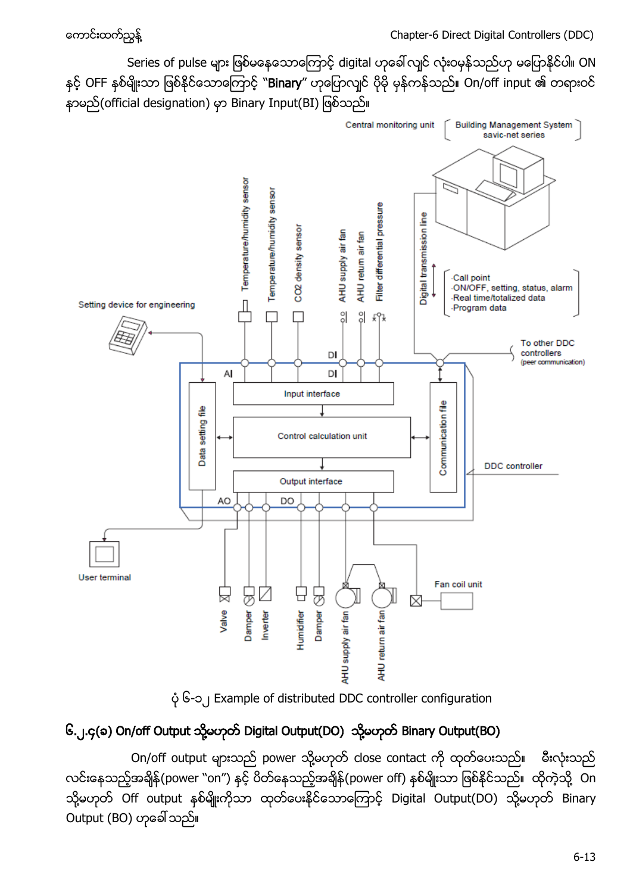Series of pulse များ ဖြစ်မနေသောကြောင့် digital ဟုခေါ်လျှင် လုံးဝမှန်သည်ဟု မပြောနိုင်ပါ။ ON နှင့် OFF နှစ်မျိုးသာ ဖြစ်နိုင်သောကြောင့် "**Binary**" ဟုပြောလျှင် ပိုမို မှန်ကန်သည်။ On/off input ၏ တရားဝင် နာမည်(official designation) မှာ Binary Input(BI) ဖြစ်သည်။

ပုံ ၆-၁၂ Example of distributed DDC controller configuration

## ၆.၂.၄(ခ) On/off Output သို့မဟုတ် Digital Output(DO) သို့မဟုတ် Binary Output(BO)

On/off output များသည် power သို့မဟုတ် close contact ကို ထုတ်ပေးသည်။ မီးလုံးသည် လင်းနေသည့်အချိန်(power "on") နှင့် ပိတ်နေသည့်အချိန်(power off) နှစ်မျိုးသာ ဖြစ်နိုင်သည်။ ထိုကဲ့သို့ On သို့မဟုတ် Off output နှစ်မျိုးကိုသာ ထုတ်ပေးနိုင်သောကြောင့် Digital Output(DO) သို့မဟုတ် Binary Output (BO) ဟုခေါ်သည်။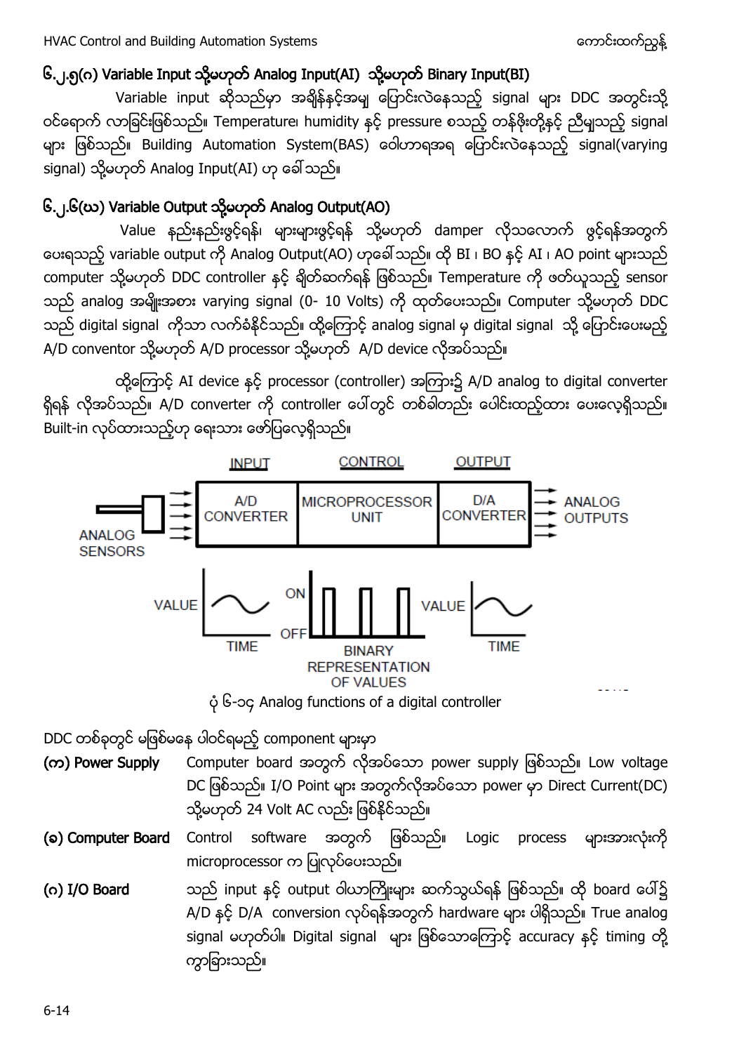### ၆.၂.၅(ဂ) Variable Input သို့မဟုတ် Analog Input(AI) သို့မဟုတ် Binary Input(BI)

Variable input ဆိုသည်မှာ အချိန်နှင့်အမျှ ပြောင်းလဲနေသည့် signal များ DDC အတွင်းသို့ ဝင်ရောက် လာခြင်းဖြစ်သည်။ Temperature၊ humidity နှင့် pressure စသည့် တန်ဖိုးတို့နှင့် ညီမျှသည့် signal များ ဖြစ်သည်။ Building Automation System(BAS) ဝေါဟာရအရ ပြောင်းလဲနေသည့် signal(varying signal) သို့မဟုတ် Analog Input(AI) ဟု ခေါ်သည်။

### ၆.၂.၆(ဃ) Variable Output သို့မဟုတ် Analog Output(AO)

Value နည်းနည်းဖွင့်ရန်၊ များများဖွင့်ရန် သို့မဟုတ် damper လိုသလောက် ဖွင့်ရန်အတွက် ပေးရသည့် variable output ကို Analog Output(AO) ဟုခေါ်သည်။ ထို BI ၊ BO နှင့် AI ၊ AO point များသည် computer သို့မဟုတ် DDC controller နှင့် ချိတ်ဆက်ရန် ဖြစ်သည်။ Temperature ကို ဖတ်ယူသည့် sensor သည် analog အမျိုးအစား varying signal (0- 10 Volts) ကို ထုတ်ပေးသည်။ Computer သို့မဟုတ် DDC သည် digital signal ကိုသာ လက်ခံနိုင်သည်။ ထို့ကြောင့် analog signal မှ digital signal သို့ ပြောင်းပေးမည့် A/D conventor သို့မဟုတ် A/D processor သို့မဟုတ် A/D device လိုအပ်သည်။

ထို့ကြောင့် AI device နှင့် processor (controller) အကြား၌ A/D analog to digital converter ရှိရန် လိုအပ်သည်။ A/D converter ကို controller ပေါ်တွင် တစ်ခါတည်း ပေါင်းထည့်ထား ပေးလေ့ရှိသည်။ Built-in လုပ်ထားသည့်ဟု ရေးသား ဖော်ပြလေ့ရှိသည်။

ပုံ ၆-၁၄ Analog functions of a digital controller

DDC တစ်ခုတွင် မဖြစ်မနေ ပါဝင်ရမည့် component များမှာ

**(က) Power Supply** Computer board အတွက် လိုအပ်သော power supply ဖြစ်သည်။ Low voltage DC ဖြစ်သည်။ I/O Point များ အတွက်လိုအပ်သော power မှာ Direct Current(DC) သို့မဟုတ် 24 Volt AC လည်း ဖြစ်နိုင်သည်။

**(ခ) Computer Board** Control software အတွက် ဖြစ်သည်။ Logic process များအားလုံးကို microprocessor က ပြုလုပ်ပေးသည်။

**(ဂ) I/O Board** သည် input နှင့် output ဝါယာကြိုးများ ဆက်သွယ်ရန် ဖြစ်သည်။ ထို board ပေါ်၌ A/D နှင့် D/A conversion လုပ်ရန်အတွက် hardware များ ပါရှိသည်။ True analog signal မဟုတ်ပါ။ Digital signal များ ဖြစ်သောကြောင့် accuracy နှင့် timing တို့ ကွာခြားသည်။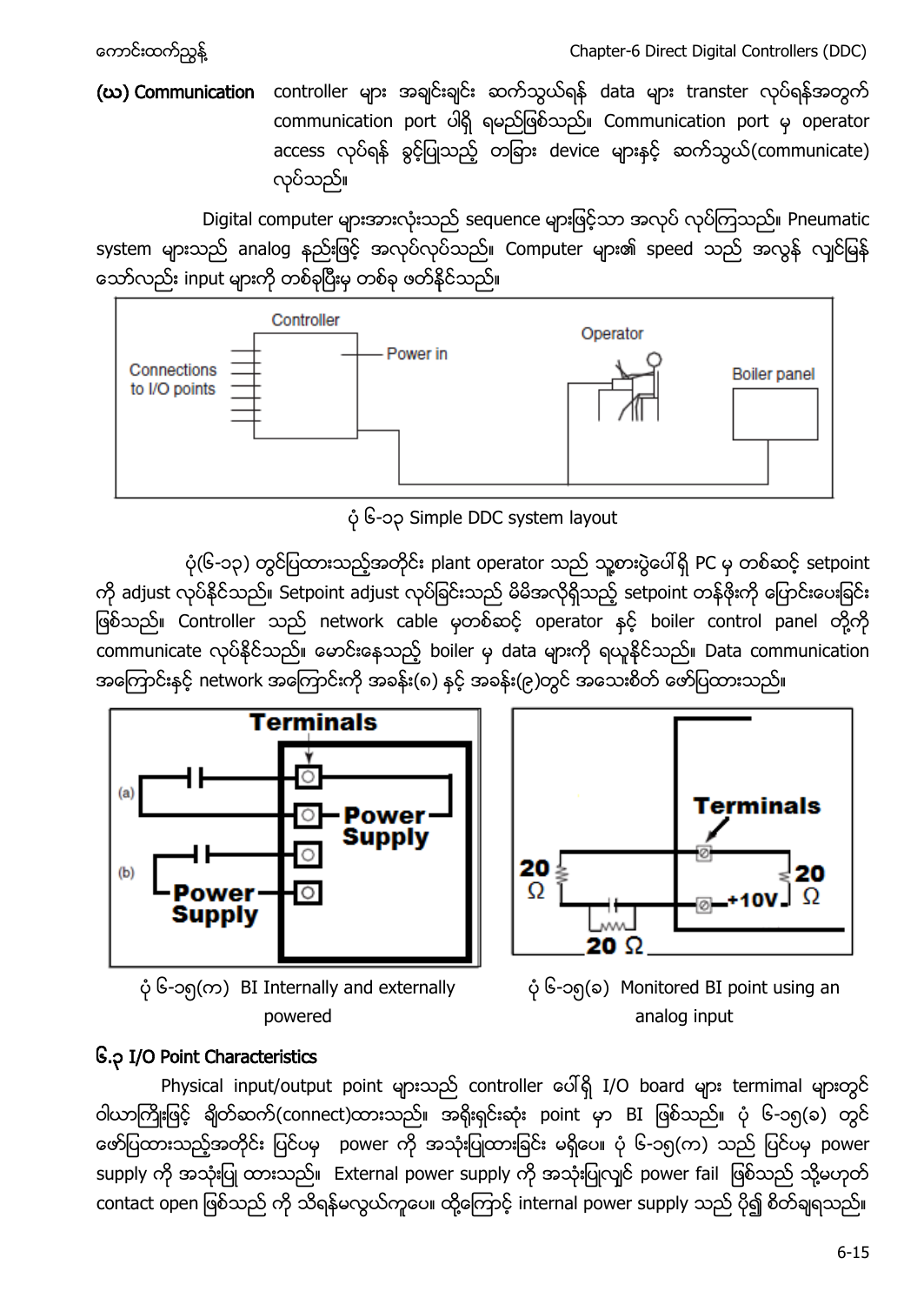**(ဃ) Communication** controller များ အချင်းချင်း ဆက်သွယ်ရန် data များ transter လုပ်ရန်အတွက် communication port ပါရှိ ရမည်ဖြစ်သည်။ Communication port မှ operator access လုပ်ရန် ခွင့်ပြုသည့် တခြား device များနှင့် ဆက်သွယ်(communicate) လုပ်သည်။

Digital computer များအားလုံးသည် sequence များဖြင့်သာ အလုပ် လုပ်ကြသည်။ Pneumatic system များသည် analog နည်းဖြင့် အလုပ်လုပ်သည်။ Computer များ၏ speed သည် အလွန် လျင်မြန်သော်လည်း input များကို တစ်ခုပြီးမှ တစ်ခု ဖတ်နိုင်သည်။

ပုံ ၆-၁၃ Simple DDC system layout

ပုံ(၆-၁၃) တွင်ပြထားသည့်အတိုင်း plant operator သည် သူ့စားပွဲပေါ်ရှိ PC မှ တစ်ဆင့် setpoint ကို adjust လုပ်နိုင်သည်။ Setpoint adjust လုပ်ခြင်းသည် မိမိအလိုရှိသည့် setpoint တန်ဖိုးကို ပြောင်းပေးခြင်း ဖြစ်သည်။ Controller သည် network cable မှတစ်ဆင့် operator နှင့် boiler control panel တို့ကို communicate လုပ်နိုင်သည်။ မောင်းနေသည့် boiler မှ data များကို ရယူနိုင်သည်။ Data communication အကြောင်းနှင့် network အကြောင်းကို အခန်း(၈) နှင့် အခန်း(၉)တွင် အသေးစိတ် ဖော်ပြထားသည်။

ပုံ ၆-၁၅(က) BI Internally and externally powered

ပုံ ၆-၁၅(ခ) Monitored BI point using an analog input

## ၆.၃ I/O Point Characteristics

Physical input/output point များသည် controller ပေါ်ရှိ I/O board များ termimal များတွင် ဝါယာကြိုးဖြင့် ချိတ်ဆက်(connect)ထားသည်။ အရိုးရှင်းဆုံး point မှာ BI ဖြစ်သည်။ ပုံ ၆-၁၅(ခ) တွင် ဖော်ပြထားသည့်အတိုင်း ပြင်ပမှ power ကို အသုံးပြုထားခြင်း မရှိပေ။ ပုံ ၆-၁၅(က) သည် ပြင်ပမှ power supply ကို အသုံးပြု ထားသည်။ External power supply ကို အသုံးပြုလျှင် power fail ဖြစ်သည် သို့မဟုတ် contact open ဖြစ်သည် ကို သိရန်မလွယ်ကူပေ။ ထို့ကြောင့် internal power supply သည် ပို၍ စိတ်ချရသည်။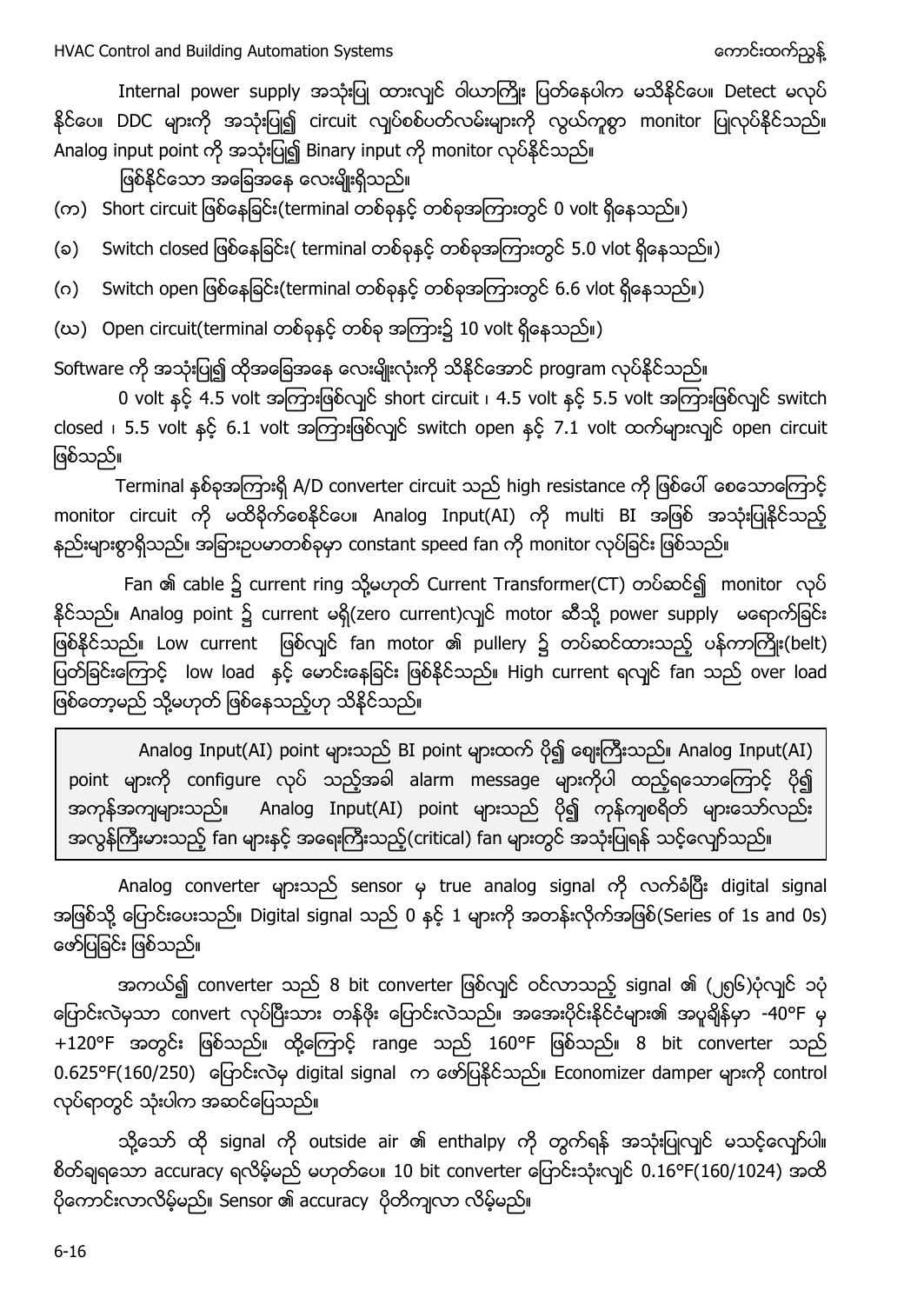Internal power supply အသုံးပြု ထားလျှင် ဝါယာကြိုး ပြတ်နေပါက မသိနိုင်ပေ။ Detect မလုပ်နိုင်ပေ။ DDC များကို အသုံးပြု၍ circuit လျှပ်စစ်ပတ်လမ်းများကို လွယ်ကူစွာ monitor ပြုလုပ်နိုင်သည်။ Analog input point ကို အသုံးပြု၍ Binary input ကို monitor လုပ်နိုင်သည်။

ဖြစ်နိုင်သော အခြေအနေ လေးမျိုးရှိသည်။

(က) Short circuit ဖြစ်နေခြင်း(terminal တစ်ခုနှင့် တစ်ခုအကြားတွင် 0 volt ရှိနေသည်။)

(ခ) Switch closed ဖြစ်နေခြင်း( terminal တစ်ခုနှင့် တစ်ခုအကြားတွင် 5.0 vlot ရှိနေသည်။)

(ဂ) Switch open ဖြစ်နေခြင်း(terminal တစ်ခုနှင့် တစ်ခုအကြားတွင် 6.6 vlot ရှိနေသည်။)

(ဃ) Open circuit(terminal တစ်ခုနှင့် တစ်ခု အကြား၌ 10 volt ရှိနေသည်။)

Software ကို အသုံးပြု၍ ထိုအခြေအနေ လေးမျိုးလုံးကို သိနိုင်အောင် program လုပ်နိုင်သည်။

0 volt နှင့် 4.5 volt အကြားဖြစ်လျှင် short circuit ၊ 4.5 volt နှင့် 5.5 volt အကြားဖြစ်လျှင် switch closed ၊ 5.5 volt နှင့် 6.1 volt အကြားဖြစ်လျှင် switch open နှင့် 7.1 volt ထက်များလျှင် open circuit ဖြစ်သည်။

Terminal နှစ်ခုအကြားရှိ A/D converter circuit သည် high resistance ကို ဖြစ်ပေါ် စေသောကြောင့် monitor circuit ကို မထိခိုက်စေနိုင်ပေ။ Analog Input(AI) ကို multi BI အဖြစ် အသုံးပြုနိုင်သည့် နည်းများစွာရှိသည်။ အခြားဥပမာတစ်ခုမှာ constant speed fan ကို monitor လုပ်ခြင်း ဖြစ်သည်။

Fan ၏ cable ၌ current ring သို့မဟုတ် Current Transformer(CT) တပ်ဆင်၍ monitor လုပ်နိုင်သည်။ Analog point ၌ current မရှိ(zero current)လျှင် motor ဆီသို့ power supply မရောက်ခြင်း ဖြစ်နိုင်သည်။ Low current ဖြစ်လျှင် fan motor ၏ pullery ၌ တပ်ဆင်ထားသည့် ပန်ကာကြိုး(belt) ပြတ်ခြင်းကြောင့် low load နှင့် မောင်းနေခြင်း ဖြစ်နိုင်သည်။ High current ရလျှင် fan သည် over load ဖြစ်တော့မည် သို့မဟုတ် ဖြစ်နေသည့်ဟု သိနိုင်သည်။

> Analog Input(AI) point များသည် BI point များထက် ပို၍ ဈေးကြီးသည်။ Analog Input(AI) point များကို configure လုပ် သည့်အခါ alarm message များကိုပါ ထည့်ရသောကြောင့် ပို၍ အကုန်အကျများသည်။ Analog Input(AI) point များသည် ပို၍ ကုန်ကျစရိတ် များသော်လည်း အလွန်ကြီးမားသည့် fan များနှင့် အရေးကြီးသည့်(critical) fan များတွင် အသုံးပြုရန် သင့်လျော်သည်။

Analog converter များသည် sensor မှ true analog signal ကို လက်ခံပြီး digital signal အဖြစ်သို့ ပြောင်းပေးသည်။ Digital signal သည် 0 နှင့် 1 များကို အတန်းလိုက်အဖြစ်(Series of 1s and 0s) ဖော်ပြခြင်း ဖြစ်သည်။

အကယ်၍ converter သည် 8 bit converter ဖြစ်လျှင် ဝင်လာသည့် signal ၏ (၂၅၆)ပုံလျှင် ၁ပုံ ပြောင်းလဲမှသာ convert လုပ်ပြီးသား တန်ဖိုး ပြောင်းလဲသည်။ အအေးပိုင်းနိုင်ငံများ၏ အပူချိန်မှာ -40°F မှ +120°F အတွင်း ဖြစ်သည်။ ထို့ကြောင့် range သည် 160°F ဖြစ်သည်။ 8 bit converter သည် 0.625°F(160/250) ပြောင်းလဲမှ digital signal က ဖော်ပြနိုင်သည်။ Economizer damper များကို control လုပ်ရာတွင် သုံးပါက အဆင်ပြေသည်။

သို့သော် ထို signal ကို outside air ၏ enthalpy ကို တွက်ရန် အသုံးပြုလျှင် မသင့်လျော်ပါ။ စိတ်ချရသော accuracy ရလိမ့်မည် မဟုတ်ပေ။ 10 bit converter ပြောင်းသုံးလျှင် 0.16°F(160/1024) အထိ ပိုကောင်းလာလိမ့်မည်။ Sensor ၏ accuracy ပိုတိကျလာ လိမ့်မည်။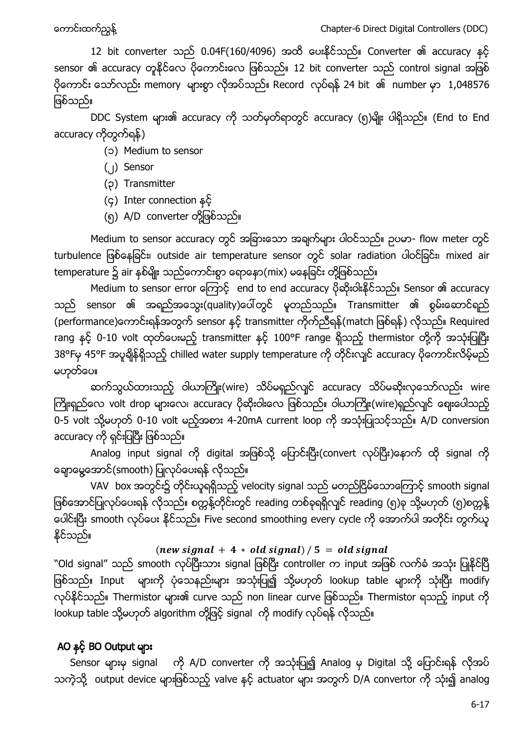12 bit converter သည် 0.04F(160/4096) အထိ ပေးနိုင်သည်။ Converter ၏ accuracy နှင့် sensor ၏ accuracy တူနိုင်လေ ပိုကောင်းလေ ဖြစ်သည်။ 12 bit converter သည် control signal အဖြစ် ပိုကောင်း သော်လည်း memory များစွာ လိုအပ်သည်။ Record လုပ်ရန် 24 bit ၏ number မှာ 1,048576 ဖြစ်သည်။

DDC System များ၏ accuracy ကို သတ်မှတ်ရာတွင် accuracy (၅)မျိုး ပါရှိသည်။ (End to End accuracy ကိုတွက်ရန်)

(၁) Medium to sensor
(၂) Sensor
(၃) Transmitter
(၄) Inter connection နှင့်
(၅) A/D converter တို့ဖြစ်သည်။

Medium to sensor accuracy တွင် အခြားသော အချက်များ ပါဝင်သည်။ ဥပမာ- flow meter တွင် turbulence ဖြစ်နေခြင်း၊ outside air temperature sensor တွင် solar radiation ပါဝင်ခြင်း၊ mixed air temperature ၌ air နှစ်မျိုး သည်ကောင်းစွာ ရောနှော(mix) မနေခြင်း တို့ဖြစ်သည်။

Medium to sensor error ကြောင့် end to end accuracy ပိုဆိုးဝါးနိုင်သည်။ Sensor ၏ accuracy သည် sensor ၏ အရည်အသွေး(quality)ပေါ်တွင် မူတည်သည်။ Transmitter ၏ စွမ်းဆောင်ရည် (performance)ကောင်းရန်အတွက် sensor နှင့် transmitter ကိုက်ညီရန်(match ဖြစ်ရန်) လိုသည်။ Required rang နှင့် 0-10 volt ထုတ်ပေးမည့် transmitter နှင့် 100°F range ရှိသည့် thermistor တို့ကို အသုံးပြုပြီး 38°Fမှ 45°F အပူချိန်ရှိသည့် chilled water supply temperature ကို တိုင်းလျှင် accuracy ပိုကောင်းလိမ့်မည် မဟုတ်ပေ။

ဆက်သွယ်ထားသည့် ဝါယာကြိုး(wire) သိပ်မရှည်လျှင် accuracy သိပ်မဆိုးလှသော်လည်း wire ကြိုးရှည်လေ volt drop များလေ၊ accuracy ပိုဆိုးဝါးလေ ဖြစ်သည်။ ဝါယာကြိုး(wire)ရှည်လျှင် ဈေးပေါသည့် 0-5 volt သို့မဟုတ် 0-10 volt မည့်အစား 4-20mA current loop ကို အသုံးပြုသင့်သည်။ A/D conversion accuracy ကို ရှင်းပြပြီး ဖြစ်သည်။

Analog input signal ကို digital အဖြစ်သို့ ပြောင်းပြီး(convert လုပ်ပြီး)နောက် ထို signal ကို ချောမွေ့အောင်(smooth) ပြုလုပ်ပေးရန် လိုသည်။

VAV box အတွင်း၌ တိုင်းယူရရှိသည့် velocity signal သည် မတည်ငြိမ်သောကြောင့် smooth signal ဖြစ်အောင်ပြုလုပ်ပေးရန် လိုသည်။ စက္ကန့်တိုင်းတွင် reading တစ်ခုရရှိလျှင် reading (၅)ခု သို့မဟုတ် (၅)စက္ကန့် ပေါင်းပြီး smooth လုပ်ပေး နိုင်သည်။ Five second smoothing every cycle ကို အောက်ပါ အတိုင်း တွက်ယူ နိုင်သည်။

$$(new\ signal + 4 * old\ signal) / 5 = old\ signal$$

"Old signal" သည် smooth လုပ်ပြီးသား signal ဖြစ်ပြီး controller က input အဖြစ် လက်ခံ အသုံး ပြုနိုင်ပြီ ဖြစ်သည်။ Input များကို ပုံသေနည်းများ အသုံးပြု၍ သို့မဟုတ် lookup table များကို သုံးပြီး modify လုပ်နိုင်သည်။ Thermistor များ၏ curve သည် non linear curve ဖြစ်သည်။ Thermistor ရသည့် input ကို lookup table သို့မဟုတ် algorithm တို့ဖြင့် signal ကို modify လုပ်ရန် လိုသည်။

## AO နှင့် BO Output များ

Sensor များမှ signal ကို A/D converter ကို အသုံးပြု၍ Analog မှ Digital သို့ ပြောင်းရန် လိုအပ်သကဲ့သို့ output device များဖြစ်သည့် valve နှင့် actuator များ အတွက် D/A convertor ကို သုံး၍ analog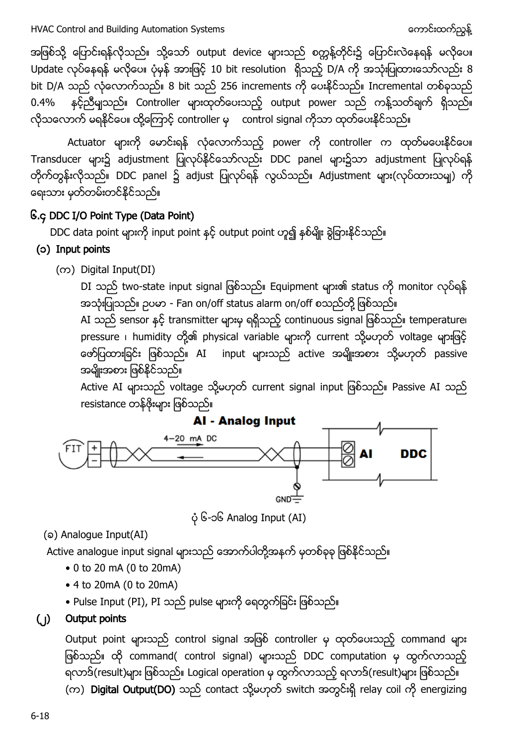အဖြစ်သို့ ပြောင်းရန်လိုသည်။ သို့သော် output device များသည် စက္ကန့်တိုင်း၌ ပြောင်းလဲနေရန် မလိုပေ။ Update လုပ်နေရန် မလိုပေ။ ပုံမှန် အားဖြင့် 10 bit resolution ရှိသည့် D/A ကို အသုံးပြုထားသော်လည်း 8 bit D/A သည် လုံလောက်သည်။ 8 bit သည် 256 increments ကို ပေးနိုင်သည်။ Incremental တစ်ခုသည် 0.4% နှင့်ညီမျှသည်။ Controller များထုတ်ပေးသည့် output power သည် ကန့်သတ်ချက် ရှိသည်။ လိုသလောက် မရနိုင်ပေ။ ထို့ကြောင့် controller မှ control signal ကိုသာ ထုတ်ပေးနိုင်သည်။

Actuator များကို မောင်းရန် လုံလောက်သည့် power ကို controller က ထုတ်မပေးနိုင်ပေ။ Transducer များ၌ adjustment ပြုလုပ်နိုင်သော်လည်း DDC panel များ၌သာ adjustment ပြုလုပ်ရန် တိုက်တွန်းလိုသည်။ DDC panel ၌ adjust ပြုလုပ်ရန် လွယ်သည်။ Adjustment များ(လုပ်ထားသမျှ) ကို ရေးသား မှတ်တမ်းတင်နိုင်သည်။

## ၆.၄ DDC I/O Point Type (Data Point)

DDC data point များကို input point နှင့် output point ဟူ၍ နှစ်မျိုး ခွဲခြားနိုင်သည်။

### (၁) Input points

(က) Digital Input(DI)

DI သည် two-state input signal ဖြစ်သည်။ Equipment များ၏ status ကို monitor လုပ်ရန် အသုံးပြုသည်။ ဥပမာ - Fan on/off status alarm on/off စသည်တို့ ဖြစ်သည်။

AI သည် sensor နှင့် transmitter များမှ ရရှိသည့် continuous signal ဖြစ်သည်။ temperature၊ pressure ၊ humidity တို့၏ physical variable များကို current သို့မဟုတ် voltage များဖြင့် ဖော်ပြထားခြင်း ဖြစ်သည်။ AI input များသည် active အမျိုးအစား သို့မဟုတ် passive အမျိုးအစား ဖြစ်နိုင်သည်။

Active AI များသည် voltage သို့မဟုတ် current signal input ဖြစ်သည်။ Passive AI သည် resistance တန်ဖိုးများ ဖြစ်သည်။

AI - Analog Input

FIT + − 4–20 mA DC AI DDC GND

ပုံ ၆-၁၆ Analog Input (AI)

(ခ) Analogue Input(AI)

Active analogue input signal များသည် အောက်ပါတို့အနက် မှတစ်ခုခု ဖြစ်နိုင်သည်။

- 0 to 20 mA (0 to 20mA)
- 4 to 20mA (0 to 20mA)
- Pulse Input (PI), PI သည် pulse များကို ရေတွက်ခြင်း ဖြစ်သည်။

### (၂) Output points

Output point များသည် control signal အဖြစ် controller မှ ထုတ်ပေးသည့် command များ ဖြစ်သည်။ ထို command( control signal) များသည် DDC computation မှ ထွက်လာသည့် ရလာဒ်(result)များ ဖြစ်သည်။ Logical operation မှ ထွက်လာသည့် ရလာဒ်(result)များ ဖြစ်သည်။

(က) **Digital Output(DO)** သည် contact သို့မဟုတ် switch အတွင်းရှိ relay coil ကို energizing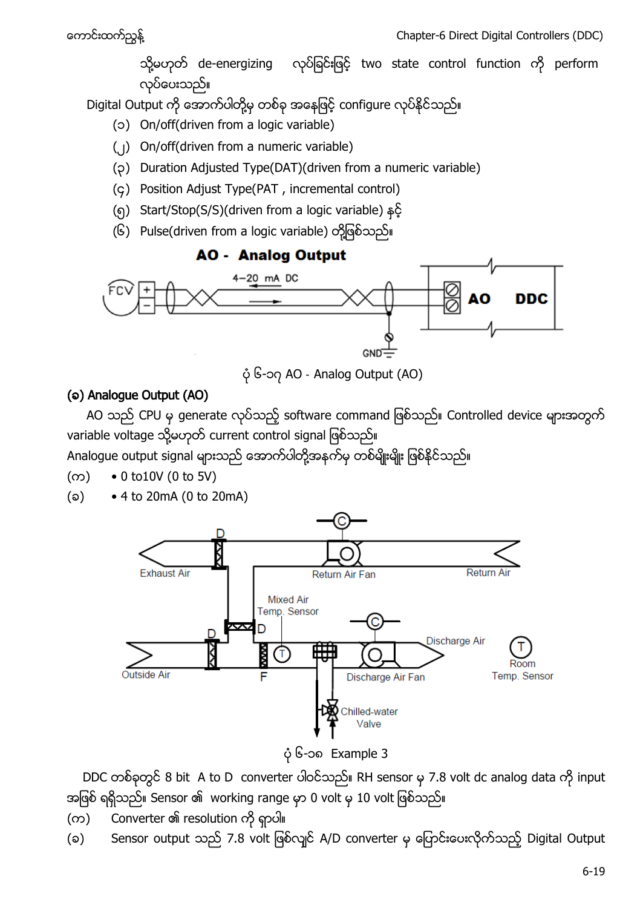သို့မဟုတ် de-energizing လုပ်ခြင်းဖြင့် two state control function ကို perform လုပ်ပေးသည်။

Digital Output ကို အောက်ပါတို့မှ တစ်ခု အနေဖြင့် configure လုပ်နိုင်သည်။

(၁) On/off(driven from a logic variable)

(၂) On/off(driven from a numeric variable)

(၃) Duration Adjusted Type(DAT)(driven from a numeric variable)

(၄) Position Adjust Type(PAT , incremental control)

(၅) Start/Stop(S/S)(driven from a logic variable) နှင့်

(၆) Pulse(driven from a logic variable) တို့ဖြစ်သည်။

ပုံ ၆-၁၇ AO - Analog Output (AO)

**(ခ) Analogue Output (AO)**

AO သည် CPU မှ generate လုပ်သည့် software command ဖြစ်သည်။ Controlled device များအတွက် variable voltage သို့မဟုတ် current control signal ဖြစ်သည်။

Analogue output signal များသည် အောက်ပါတို့အနက်မှ တစ်မျိုးမျိုး ဖြစ်နိုင်သည်။

(က) • 0 to10V (0 to 5V)

(ခ) • 4 to 20mA (0 to 20mA)

ပုံ ၆-၁၈ Example 3

DDC တစ်ခုတွင် 8 bit A to D converter ပါဝင်သည်။ RH sensor မှ 7.8 volt dc analog data ကို input အဖြစ် ရရှိသည်။ Sensor ၏ working range မှာ 0 volt မှ 10 volt ဖြစ်သည်။

(က) Converter ၏ resolution ကို ရှာပါ။

(ခ) Sensor output သည် 7.8 volt ဖြစ်လျှင် A/D converter မှ ပြောင်းပေးလိုက်သည့် Digital Output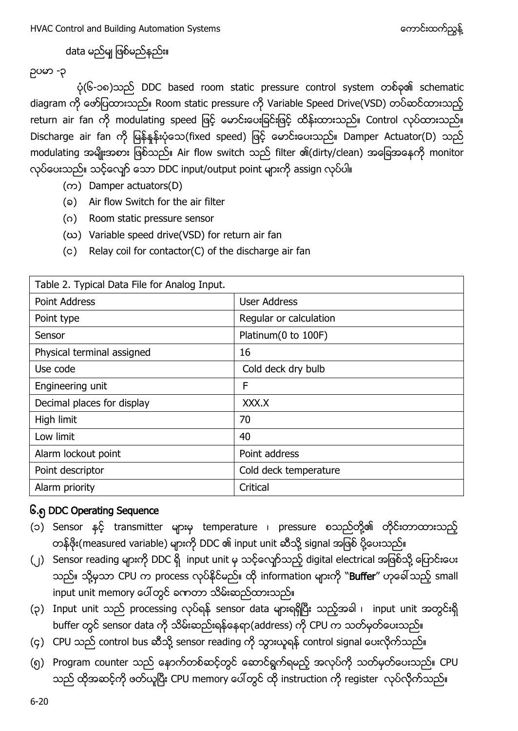data မည်မျှ ဖြစ်မည်နည်း။

ဥပမာ -၃

ပုံ(၆-၁၈)သည် DDC based room static pressure control system တစ်ခု၏ schematic diagram ကို ဖော်ပြထားသည်။ Room static pressure ကို Variable Speed Drive(VSD) တပ်ဆင်ထားသည့် return air fan ကို modulating speed ဖြင့် မောင်းပေးခြင်းဖြင့် ထိန်းထားသည်။ Control လုပ်ထားသည်။ Discharge air fan ကို မြန်နှုန်းပုံသေ(fixed speed) ဖြင့် မောင်းပေးသည်။ Damper Actuator(D) သည် modulating အမျိုးအစား ဖြစ်သည်။ Air flow switch သည် filter ၏(dirty/clean) အခြေအနေကို monitor လုပ်ပေးသည်။ သင့်လျော် သော DDC input/output point များကို assign လုပ်ပါ။

(က) Damper actuators(D)

(ခ) Air flow Switch for the air filter

(ဂ) Room static pressure sensor

(ဃ) Variable speed drive(VSD) for return air fan

(င) Relay coil for contactor(C) of the discharge air fan

| Table 2. Typical Data File for Analog Input. | |
|---|---|
| Point Address | User Address |
| Point type | Regular or calculation |
| Sensor | Platinum(0 to 100F) |
| Physical terminal assigned | 16 |
| Use code | Cold deck dry bulb |
| Engineering unit | F |
| Decimal places for display | XXX.X |
| High limit | 70 |
| Low limit | 40 |
| Alarm lockout point | Point address |
| Point descriptor | Cold deck temperature |
| Alarm priority | Critical |

## ၆.၅ DDC Operating Sequence

(၁) Sensor နှင့် transmitter များမှ temperature ၊ pressure စသည်တို့၏ တိုင်းတာထားသည့် တန်ဖိုး(measured variable) များကို DDC ၏ input unit ဆီသို့ signal အဖြစ် ပို့ပေးသည်။

(၂) Sensor reading များကို DDC ရှိ input unit မှ သင့်လျော်သည့် digital electrical အဖြစ်သို့ ပြောင်းပေး သည်။ သို့မှသာ CPU က process လုပ်နိုင်မည်။ ထို information များကို "**Buffer**" ဟုခေါ်သည့် small input unit memory ပေါ်တွင် ခဏတာ သိမ်းဆည်းထားသည်။

(၃) Input unit သည် processing လုပ်ရန် sensor data များရရှိပြီး သည့်အခါ ၊ input unit အတွင်းရှိ buffer တွင် sensor data ကို သိမ်းဆည်းရန်နေရာ(address) ကို CPU က သတ်မှတ်ပေးသည်။

(၄) CPU သည် control bus ဆီသို့ sensor reading ကို သွားယူရန် control signal ပေးလိုက်သည်။

(၅) Program counter သည် နောက်တစ်ဆင့်တွင် ဆောင်ရွက်ရမည့် အလုပ်ကို သတ်မှတ်ပေးသည်။ CPU သည် ထိုအဆင့်ကို ဖတ်ယူပြီး CPU memory ပေါ်တွင် ထို instruction ကို register လုပ်လိုက်သည်။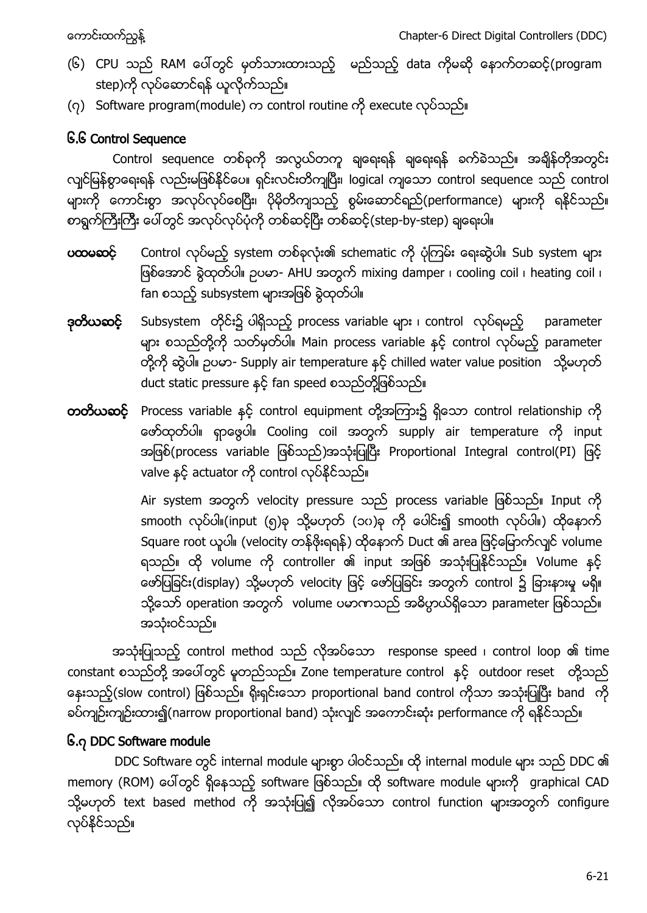(၆) CPU သည် RAM ပေါ်တွင် မှတ်သားထားသည့် မည်သည့် data ကိုမဆို နောက်တဆင့်(program step)ကို လုပ်ဆောင်ရန် ယူလိုက်သည်။

(၇) Software program(module) က control routine ကို execute လုပ်သည်။

## ၆.၆ Control Sequence

Control sequence တစ်ခုကို အလွယ်တကူ ချရေးရန် ချရေးရန် ခက်ခဲသည်။ အချိန်တိုအတွင်း လျှင်မြန်စွာရေးရန် လည်းမဖြစ်နိုင်ပေ။ ရှင်းလင်းတိကျပြီး၊ logical ကျသော control sequence သည် control များကို ကောင်းစွာ အလုပ်လုပ်စေပြီး၊ ပိုမိုတိကျသည့် စွမ်းဆောင်ရည်(performance) များကို ရနိုင်သည်။ စာရွက်ကြီးကြီး ပေါ်တွင် အလုပ်လုပ်ပုံကို တစ်ဆင့်ပြီး တစ်ဆင့်(step-by-step) ချရေးပါ။

**ပထမဆင့်** Control လုပ်မည့် system တစ်ခုလုံး၏ schematic ကို ပုံကြမ်း ရေးဆွဲပါ။ Sub system များ ဖြစ်အောင် ခွဲထုတ်ပါ။ ဥပမာ- AHU အတွက် mixing damper ၊ cooling coil ၊ heating coil ၊ fan စသည့် subsystem များအဖြစ် ခွဲထုတ်ပါ။

**ဒုတိယဆင့်** Subsystem တိုင်း၌ ပါရှိသည့် process variable များ ၊ control လုပ်ရမည့် parameter များ စသည်တို့ကို သတ်မှတ်ပါ။ Main process variable နှင့် control လုပ်မည့် parameter တို့ကို ဆွဲပါ။ ဥပမာ- Supply air temperature နှင့် chilled water value position သို့မဟုတ် duct static pressure နှင့် fan speed စသည်တို့ဖြစ်သည်။

**တတိယဆင့်** Process variable နှင့် control equipment တို့အကြား၌ ရှိသော control relationship ကို ဖော်ထုတ်ပါ။ ရှာဖွေပါ။ Cooling coil အတွက် supply air temperature ကို input အဖြစ်(process variable ဖြစ်သည်)အသုံးပြုပြီး Proportional Integral control(PI) ဖြင့် valve နှင့် actuator ကို control လုပ်နိုင်သည်။

Air system အတွက် velocity pressure သည် process variable ဖြစ်သည်။ Input ကို smooth လုပ်ပါ။(input (၅)ခု သို့မဟုတ် (၁၀)ခု ကို ပေါင်း၍ smooth လုပ်ပါ။) ထို့နောက် Square root ယူပါ။ (velocity တန်ဖိုးရရန်) ထို့နောက် Duct ၏ area ဖြင့်မြှောက်လျှင် volume ရသည်။ ထို volume ကို controller ၏ input အဖြစ် အသုံးပြုနိုင်သည်။ Volume နှင့် ဖော်ပြခြင်း(display) သို့မဟုတ် velocity ဖြင့် ဖော်ပြခြင်း အတွက် control ၌ ခြားနားမှု မရှိ။ သို့သော် operation အတွက် volume ပမာဏသည် အဓိပ္ပာယ်ရှိသော parameter ဖြစ်သည်။ အသုံးဝင်သည်။

အသုံးပြုသည့် control method သည် လိုအပ်သော response speed ၊ control loop ၏ time constant စသည်တို့ အပေါ်တွင် မူတည်သည်။ Zone temperature control နှင့် outdoor reset တို့သည် နှေးသည့်(slow control) ဖြစ်သည်။ ရိုးရှင်းသော proportional band control ကိုသာ အသုံးပြုပြီး band ကို ခပ်ကျဉ်းကျဉ်းထား၍(narrow proportional band) သုံးလျှင် အကောင်းဆုံး performance ကို ရနိုင်သည်။

## ၆.၇ DDC Software module

DDC Software တွင် internal module များစွာ ပါဝင်သည်။ ထို internal module များ သည် DDC ၏ memory (ROM) ပေါ်တွင် ရှိနေသည့် software ဖြစ်သည်။ ထို software module များကို graphical CAD သို့မဟုတ် text based method ကို အသုံးပြု၍ လိုအပ်သော control function များအတွက် configure လုပ်နိုင်သည်။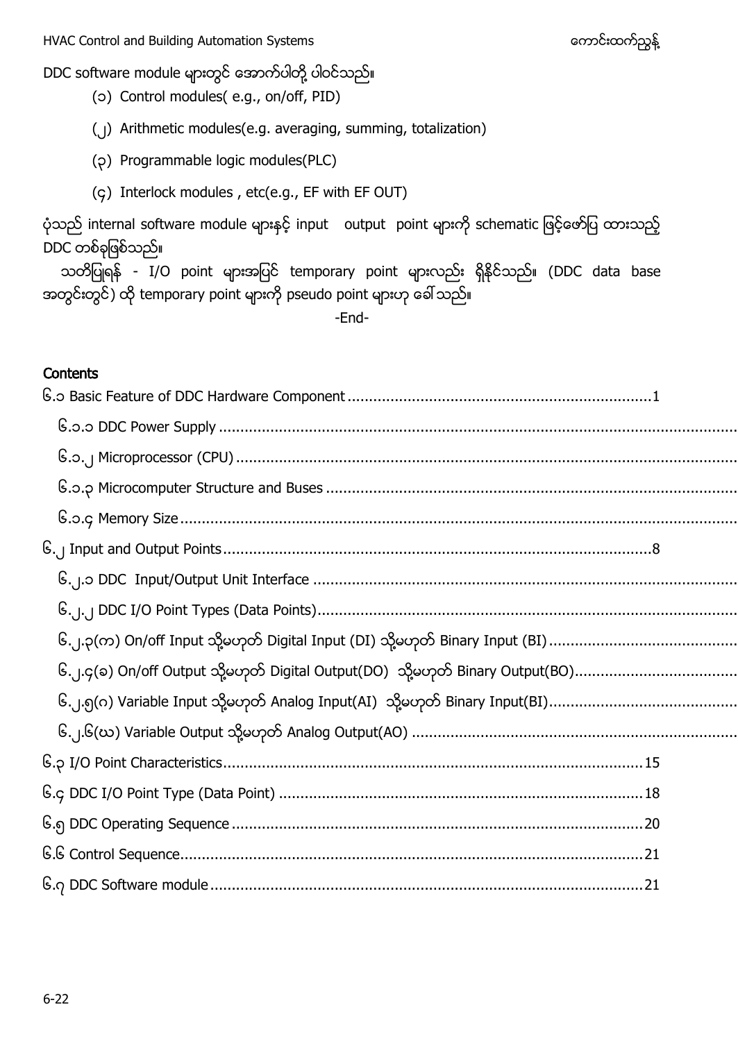DDC software module များတွင် အောက်ပါတို့ ပါဝင်သည်။

(၁) Control modules( e.g., on/off, PID)

(၂) Arithmetic modules(e.g. averaging, summing, totalization)

(၃) Programmable logic modules(PLC)

(၄) Interlock modules , etc(e.g., EF with EF OUT)

ပုံသည် internal software module များနှင့် input output point များကို schematic ဖြင့်ဖော်ပြ ထားသည့် DDC တစ်ခုဖြစ်သည်။

သတိပြုရန် - I/O point များအပြင် temporary point များလည်း ရှိနိုင်သည်။ (DDC data base အတွင်းတွင်) ထို temporary point များကို pseudo point များဟု ခေါ်သည်။

-End-

## Contents

၆.၁ Basic Feature of DDC Hardware Component ....................................................................1

၆.၁.၁ DDC Power Supply ..........................................................................................................

၆.၁.၂ Microprocessor (CPU) ......................................................................................................

၆.၁.၃ Microcomputer Structure and Buses ...............................................................................

၆.၁.၄ Memory Size .....................................................................................................................

၆.၂ Input and Output Points....................................................................................................8

၆.၂.၁ DDC Input/Output Unit Interface ....................................................................................

၆.၂.၂ DDC I/O Point Types (Data Points)..................................................................................

၆.၂.၃(က) On/off Input သို့မဟုတ် Digital Input (DI) သို့မဟုတ် Binary Input (BI)..............................

၆.၂.၄(ခ) On/off Output သို့မဟုတ် Digital Output(DO) သို့မဟုတ် Binary Output(BO).....................

၆.၂.၅(ဂ) Variable Input သို့မဟုတ် Analog Input(AI) သို့မဟုတ် Binary Input(BI)............................

၆.၂.၆(ဃ) Variable Output သို့မဟုတ် Analog Output(AO) ............................................................

၆.၃ I/O Point Characteristics.................................................................................................15

၆.၄ DDC I/O Point Type (Data Point) ....................................................................................18

၆.၅ DDC Operating Sequence ................................................................................................20

၆.၆ Control Sequence............................................................................................................21

၆.၇ DDC Software module ....................................................................................................21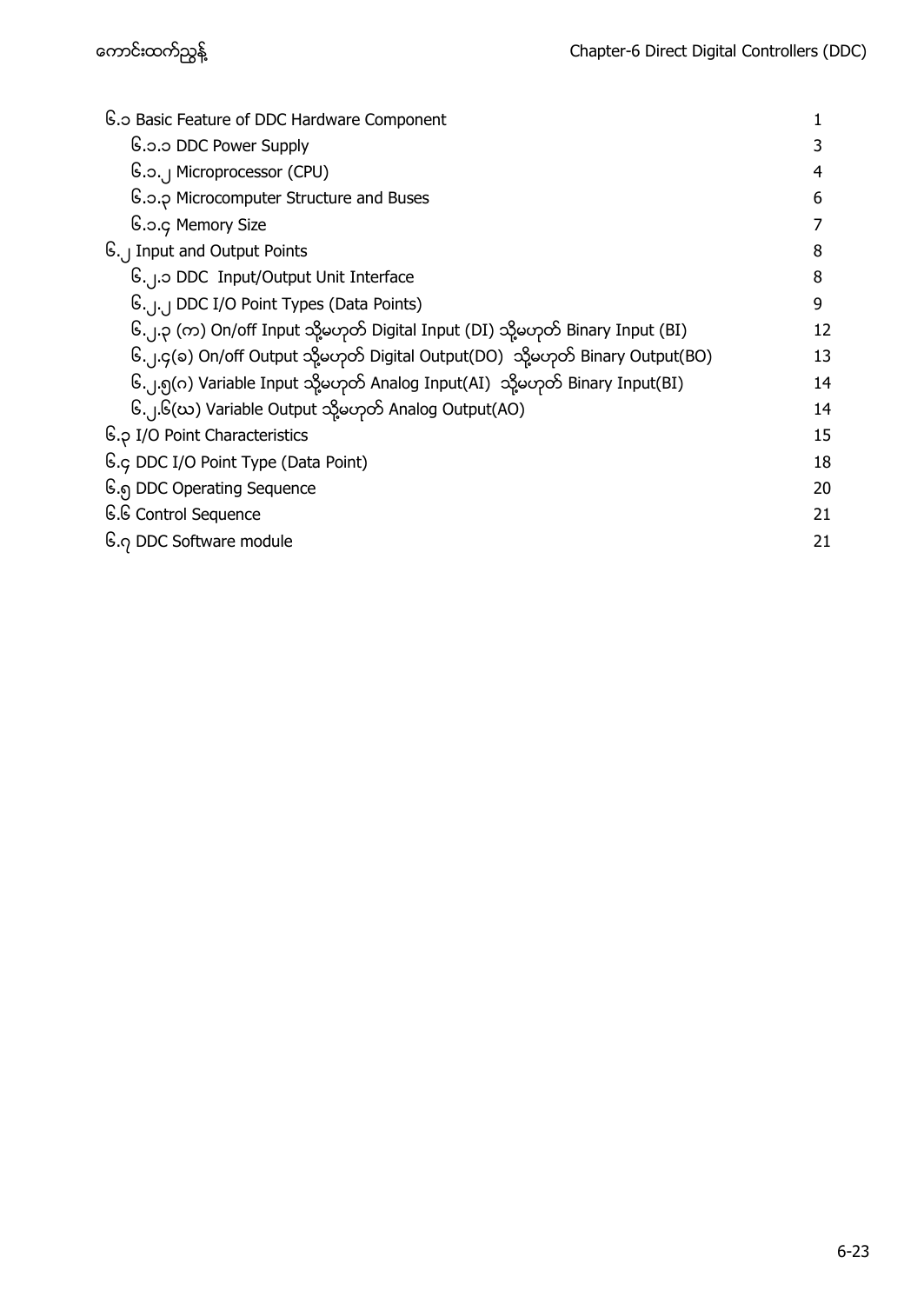| | |
|---|---|
| ၆.၁ Basic Feature of DDC Hardware Component | 1 |
| ၆.၁.၁ DDC Power Supply | 3 |
| ၆.၁.၂ Microprocessor (CPU) | 4 |
| ၆.၁.၃ Microcomputer Structure and Buses | 6 |
| ၆.၁.၄ Memory Size | 7 |
| ၆.၂ Input and Output Points | 8 |
| ၆.၂.၁ DDC Input/Output Unit Interface | 8 |
| ၆.၂.၂ DDC I/O Point Types (Data Points) | 9 |
| ၆.၂.၃ (က) On/off Input သို့မဟုတ် Digital Input (DI) သို့မဟုတ် Binary Input (BI) | 12 |
| ၆.၂.၄(ခ) On/off Output သို့မဟုတ် Digital Output(DO) သို့မဟုတ် Binary Output(BO) | 13 |
| ၆.၂.၅(ဂ) Variable Input သို့မဟုတ် Analog Input(AI) သို့မဟုတ် Binary Input(BI) | 14 |
| ၆.၂.၆(ဃ) Variable Output သို့မဟုတ် Analog Output(AO) | 14 |
| ၆.၃ I/O Point Characteristics | 15 |
| ၆.၄ DDC I/O Point Type (Data Point) | 18 |
| ၆.၅ DDC Operating Sequence | 20 |
| ၆.၆ Control Sequence | 21 |
| ၆.၇ DDC Software module | 21 |